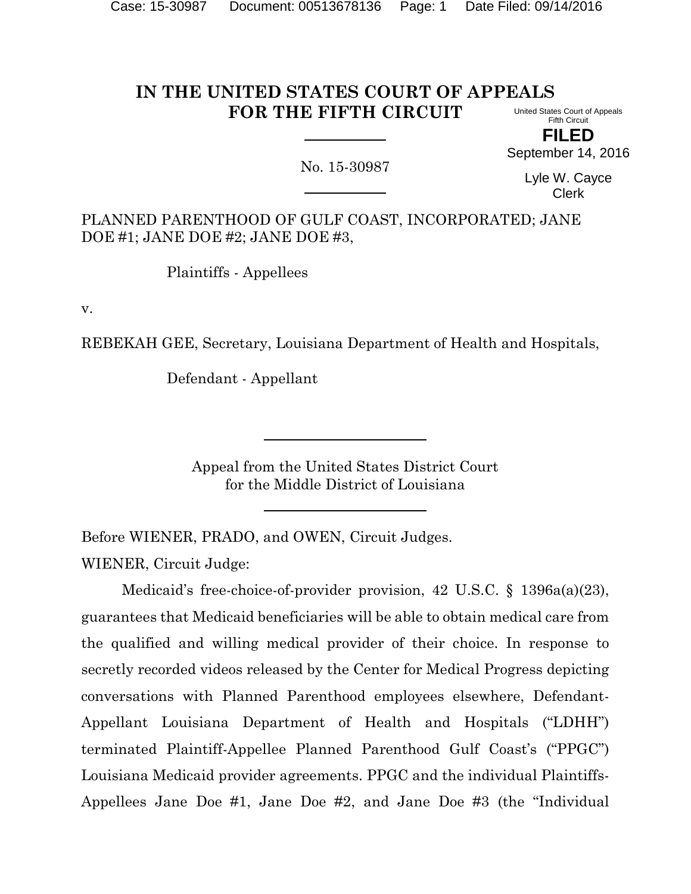# IN THE UNITED STATES COURT OF APPEALS FOR THE FIFTH CIRCUIT

United States Court of Appeals
Fifth Circuit

**FILED**

September 14, 2016

Lyle W. Cayce
Clerk

No. 15-30987

PLANNED PARENTHOOD OF GULF COAST, INCORPORATED; JANE DOE #1; JANE DOE #2; JANE DOE #3,

Plaintiffs - Appellees

v.

REBEKAH GEE, Secretary, Louisiana Department of Health and Hospitals,

Defendant - Appellant

Appeal from the United States District Court
for the Middle District of Louisiana

Before WIENER, PRADO, and OWEN, Circuit Judges.

WIENER, Circuit Judge:

Medicaid's free-choice-of-provider provision, 42 U.S.C. § 1396a(a)(23), guarantees that Medicaid beneficiaries will be able to obtain medical care from the qualified and willing medical provider of their choice. In response to secretly recorded videos released by the Center for Medical Progress depicting conversations with Planned Parenthood employees elsewhere, Defendant-Appellant Louisiana Department of Health and Hospitals ("LDHH") terminated Plaintiff-Appellee Planned Parenthood Gulf Coast's ("PPGC") Louisiana Medicaid provider agreements. PPGC and the individual Plaintiffs-Appellees Jane Doe #1, Jane Doe #2, and Jane Doe #3 (the "Individual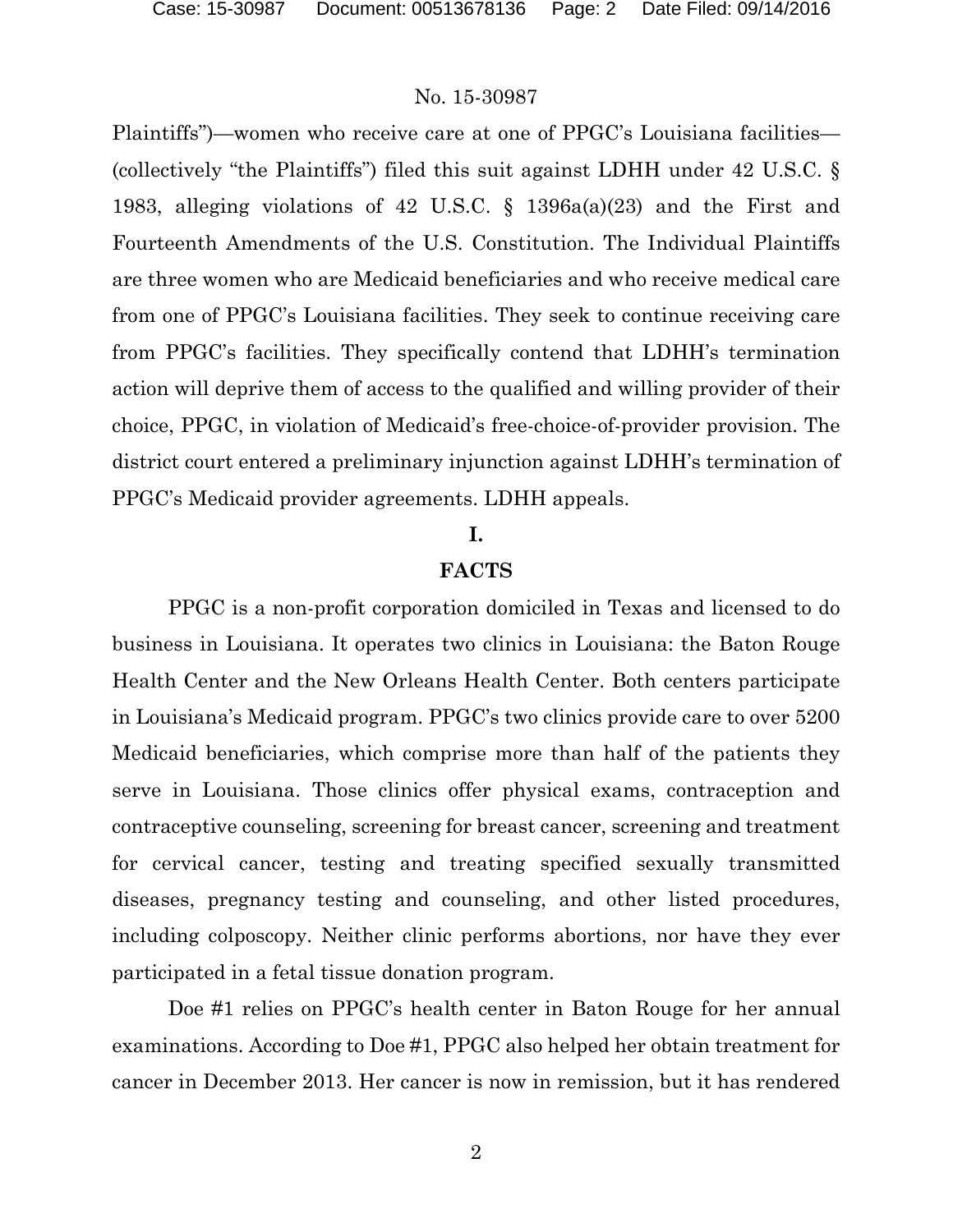Plaintiffs")—women who receive care at one of PPGC's Louisiana facilities—(collectively "the Plaintiffs") filed this suit against LDHH under 42 U.S.C. § 1983, alleging violations of 42 U.S.C. § 1396a(a)(23) and the First and Fourteenth Amendments of the U.S. Constitution. The Individual Plaintiffs are three women who are Medicaid beneficiaries and who receive medical care from one of PPGC's Louisiana facilities. They seek to continue receiving care from PPGC's facilities. They specifically contend that LDHH's termination action will deprive them of access to the qualified and willing provider of their choice, PPGC, in violation of Medicaid's free-choice-of-provider provision. The district court entered a preliminary injunction against LDHH's termination of PPGC's Medicaid provider agreements. LDHH appeals.

## I.

## FACTS

PPGC is a non-profit corporation domiciled in Texas and licensed to do business in Louisiana. It operates two clinics in Louisiana: the Baton Rouge Health Center and the New Orleans Health Center. Both centers participate in Louisiana's Medicaid program. PPGC's two clinics provide care to over 5200 Medicaid beneficiaries, which comprise more than half of the patients they serve in Louisiana. Those clinics offer physical exams, contraception and contraceptive counseling, screening for breast cancer, screening and treatment for cervical cancer, testing and treating specified sexually transmitted diseases, pregnancy testing and counseling, and other listed procedures, including colposcopy. Neither clinic performs abortions, nor have they ever participated in a fetal tissue donation program.

Doe #1 relies on PPGC's health center in Baton Rouge for her annual examinations. According to Doe #1, PPGC also helped her obtain treatment for cancer in December 2013. Her cancer is now in remission, but it has rendered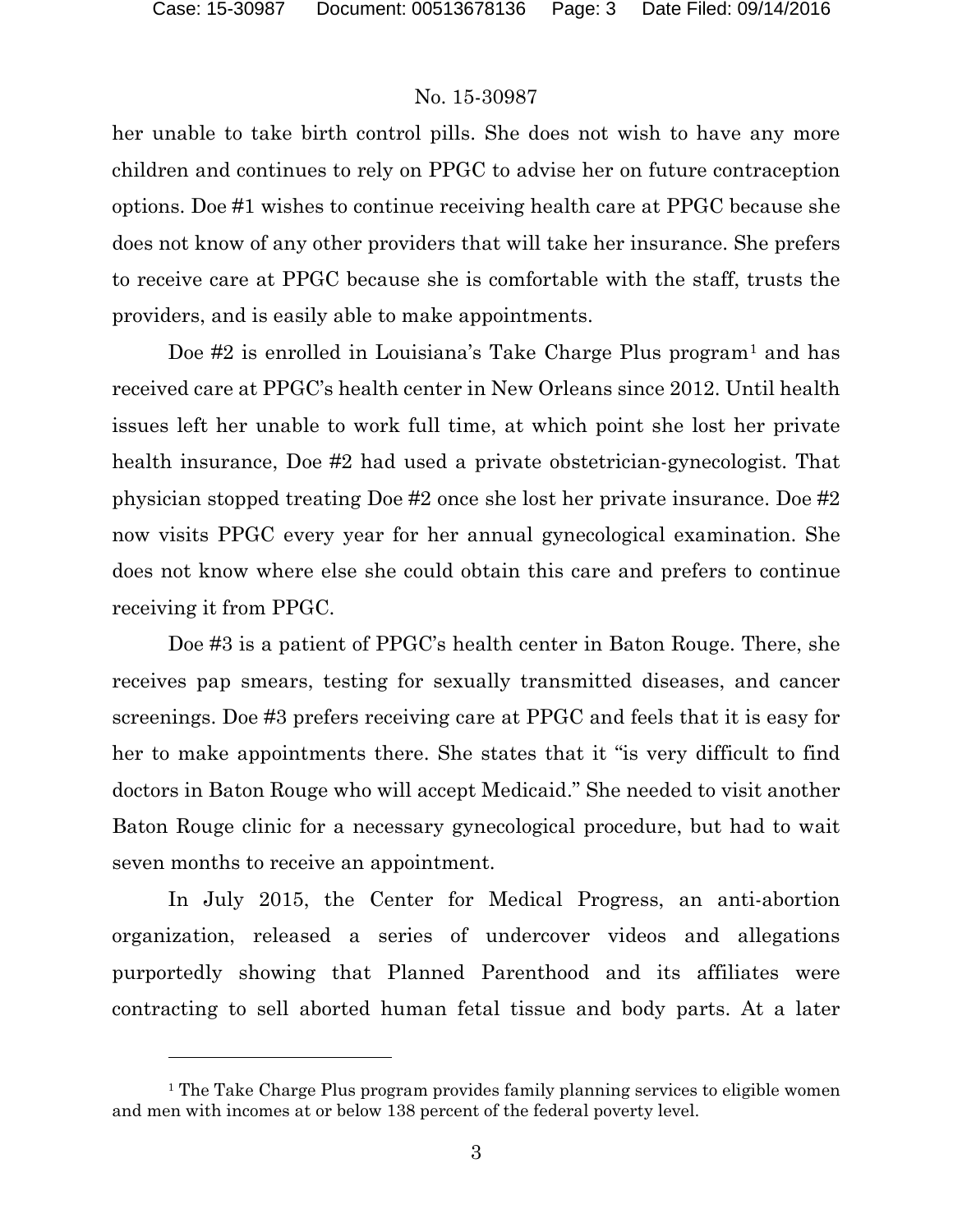her unable to take birth control pills. She does not wish to have any more children and continues to rely on PPGC to advise her on future contraception options. Doe #1 wishes to continue receiving health care at PPGC because she does not know of any other providers that will take her insurance. She prefers to receive care at PPGC because she is comfortable with the staff, trusts the providers, and is easily able to make appointments.

Doe #2 is enrolled in Louisiana's Take Charge Plus program[1] and has received care at PPGC's health center in New Orleans since 2012. Until health issues left her unable to work full time, at which point she lost her private health insurance, Doe #2 had used a private obstetrician-gynecologist. That physician stopped treating Doe #2 once she lost her private insurance. Doe #2 now visits PPGC every year for her annual gynecological examination. She does not know where else she could obtain this care and prefers to continue receiving it from PPGC.

Doe #3 is a patient of PPGC's health center in Baton Rouge. There, she receives pap smears, testing for sexually transmitted diseases, and cancer screenings. Doe #3 prefers receiving care at PPGC and feels that it is easy for her to make appointments there. She states that it "is very difficult to find doctors in Baton Rouge who will accept Medicaid." She needed to visit another Baton Rouge clinic for a necessary gynecological procedure, but had to wait seven months to receive an appointment.

In July 2015, the Center for Medical Progress, an anti-abortion organization, released a series of undercover videos and allegations purportedly showing that Planned Parenthood and its affiliates were contracting to sell aborted human fetal tissue and body parts. At a later

[1] The Take Charge Plus program provides family planning services to eligible women and men with incomes at or below 138 percent of the federal poverty level.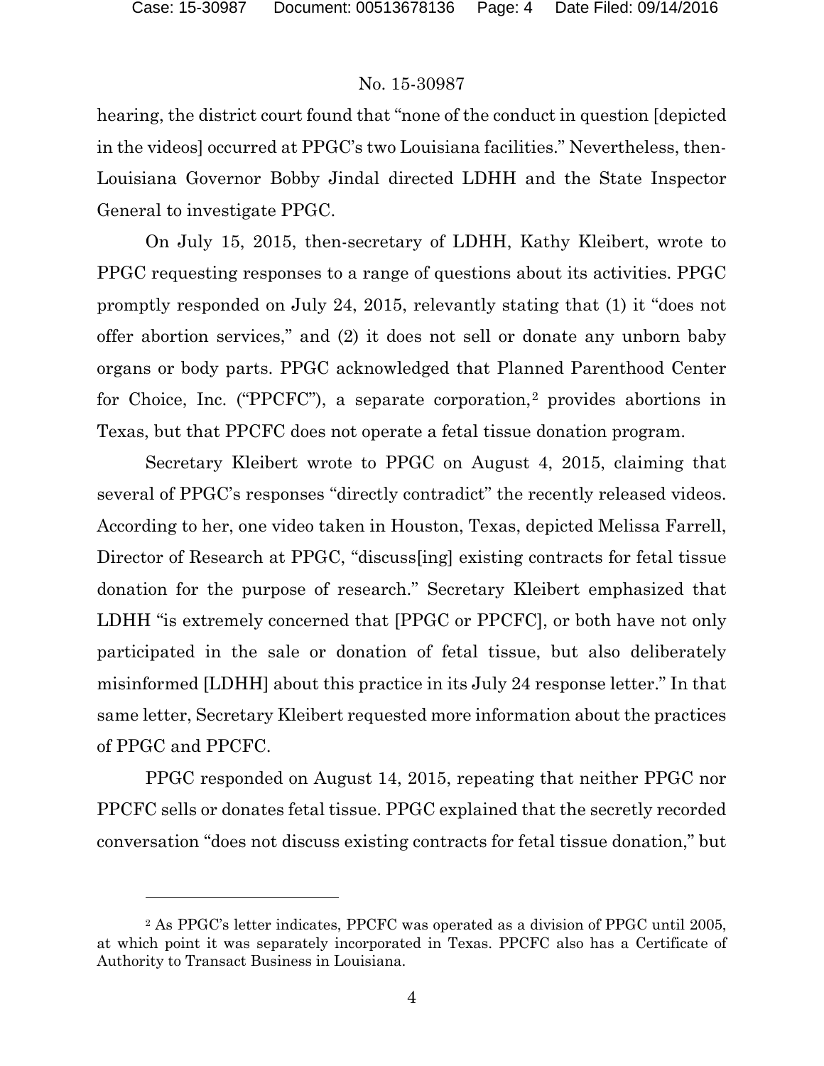hearing, the district court found that "none of the conduct in question [depicted in the videos] occurred at PPGC's two Louisiana facilities." Nevertheless, then-Louisiana Governor Bobby Jindal directed LDHH and the State Inspector General to investigate PPGC.

On July 15, 2015, then-secretary of LDHH, Kathy Kleibert, wrote to PPGC requesting responses to a range of questions about its activities. PPGC promptly responded on July 24, 2015, relevantly stating that (1) it "does not offer abortion services," and (2) it does not sell or donate any unborn baby organs or body parts. PPGC acknowledged that Planned Parenthood Center for Choice, Inc. ("PPCFC"), a separate corporation,[2] provides abortions in Texas, but that PPCFC does not operate a fetal tissue donation program.

Secretary Kleibert wrote to PPGC on August 4, 2015, claiming that several of PPGC's responses "directly contradict" the recently released videos. According to her, one video taken in Houston, Texas, depicted Melissa Farrell, Director of Research at PPGC, "discuss[ing] existing contracts for fetal tissue donation for the purpose of research." Secretary Kleibert emphasized that LDHH "is extremely concerned that [PPGC or PPCFC], or both have not only participated in the sale or donation of fetal tissue, but also deliberately misinformed [LDHH] about this practice in its July 24 response letter." In that same letter, Secretary Kleibert requested more information about the practices of PPGC and PPCFC.

PPGC responded on August 14, 2015, repeating that neither PPGC nor PPCFC sells or donates fetal tissue. PPGC explained that the secretly recorded conversation "does not discuss existing contracts for fetal tissue donation," but

---

[2] As PPGC's letter indicates, PPCFC was operated as a division of PPGC until 2005, at which point it was separately incorporated in Texas. PPCFC also has a Certificate of Authority to Transact Business in Louisiana.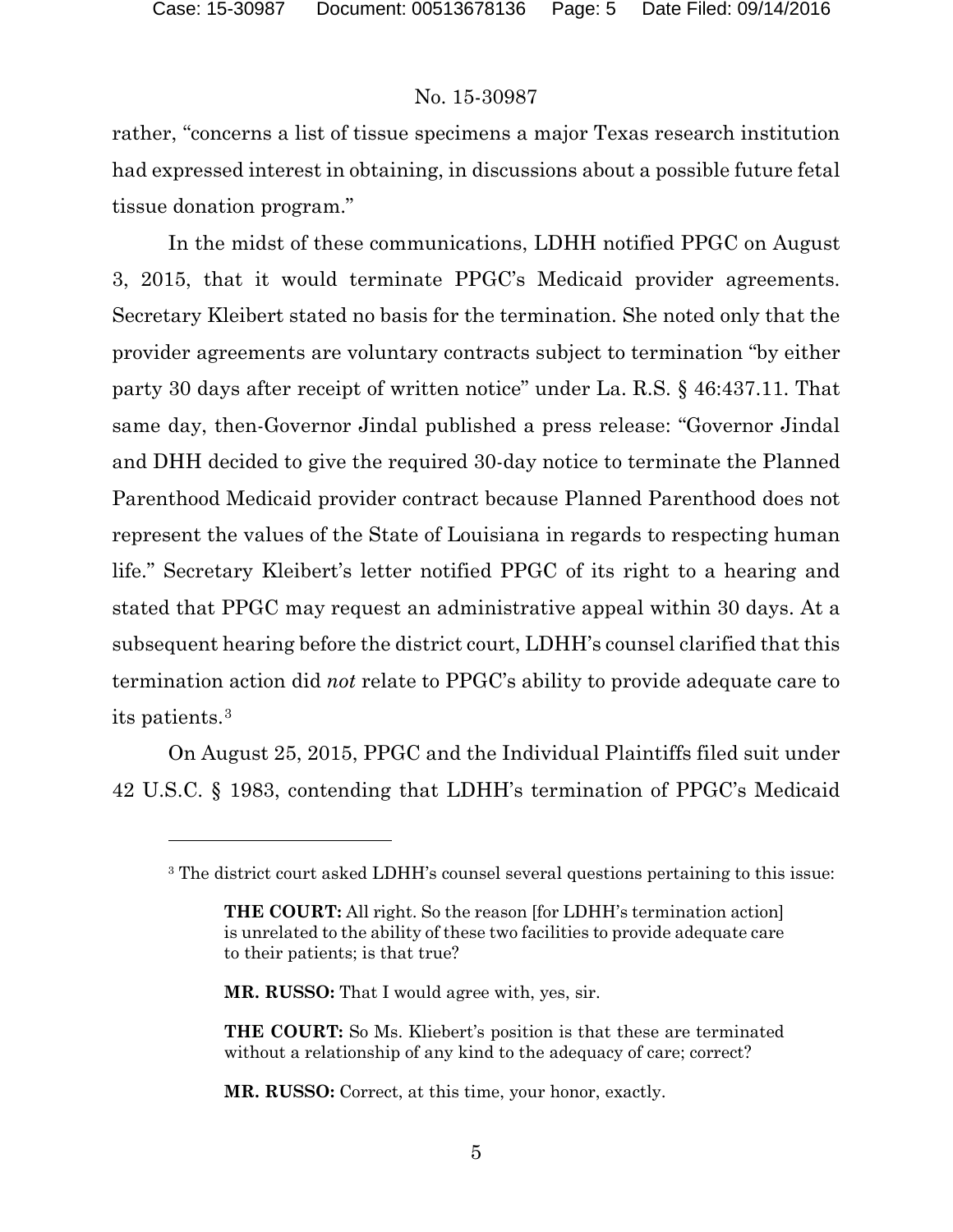rather, "concerns a list of tissue specimens a major Texas research institution had expressed interest in obtaining, in discussions about a possible future fetal tissue donation program."

In the midst of these communications, LDHH notified PPGC on August 3, 2015, that it would terminate PPGC's Medicaid provider agreements. Secretary Kleibert stated no basis for the termination. She noted only that the provider agreements are voluntary contracts subject to termination "by either party 30 days after receipt of written notice" under La. R.S. § 46:437.11. That same day, then-Governor Jindal published a press release: "Governor Jindal and DHH decided to give the required 30-day notice to terminate the Planned Parenthood Medicaid provider contract because Planned Parenthood does not represent the values of the State of Louisiana in regards to respecting human life." Secretary Kleibert's letter notified PPGC of its right to a hearing and stated that PPGC may request an administrative appeal within 30 days. At a subsequent hearing before the district court, LDHH's counsel clarified that this termination action did *not* relate to PPGC's ability to provide adequate care to its patients.[3]

On August 25, 2015, PPGC and the Individual Plaintiffs filed suit under 42 U.S.C. § 1983, contending that LDHH's termination of PPGC's Medicaid

---

[3] The district court asked LDHH's counsel several questions pertaining to this issue:

> **THE COURT:** All right. So the reason [for LDHH's termination action] is unrelated to the ability of these two facilities to provide adequate care to their patients; is that true?
>
> **MR. RUSSO:** That I would agree with, yes, sir.
>
> **THE COURT:** So Ms. Kliebert's position is that these are terminated without a relationship of any kind to the adequacy of care; correct?
>
> **MR. RUSSO:** Correct, at this time, your honor, exactly.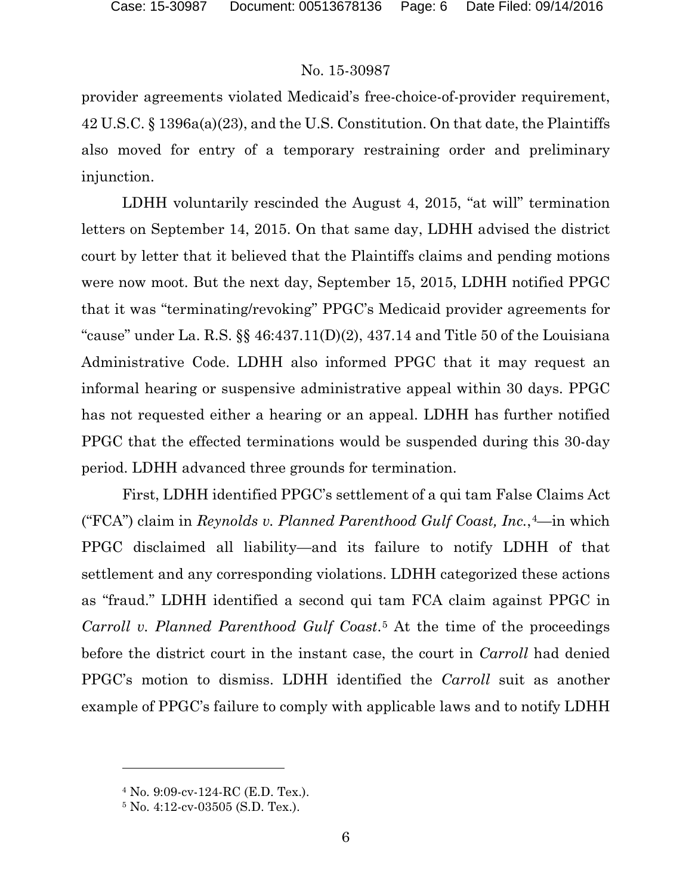provider agreements violated Medicaid's free-choice-of-provider requirement, 42 U.S.C. § 1396a(a)(23), and the U.S. Constitution. On that date, the Plaintiffs also moved for entry of a temporary restraining order and preliminary injunction.

LDHH voluntarily rescinded the August 4, 2015, "at will" termination letters on September 14, 2015. On that same day, LDHH advised the district court by letter that it believed that the Plaintiffs claims and pending motions were now moot. But the next day, September 15, 2015, LDHH notified PPGC that it was "terminating/revoking" PPGC's Medicaid provider agreements for "cause" under La. R.S. §§ 46:437.11(D)(2), 437.14 and Title 50 of the Louisiana Administrative Code. LDHH also informed PPGC that it may request an informal hearing or suspensive administrative appeal within 30 days. PPGC has not requested either a hearing or an appeal. LDHH has further notified PPGC that the effected terminations would be suspended during this 30-day period. LDHH advanced three grounds for termination.

First, LDHH identified PPGC's settlement of a qui tam False Claims Act ("FCA") claim in *Reynolds v. Planned Parenthood Gulf Coast, Inc.*,[4]—in which PPGC disclaimed all liability—and its failure to notify LDHH of that settlement and any corresponding violations. LDHH categorized these actions as "fraud." LDHH identified a second qui tam FCA claim against PPGC in *Carroll v. Planned Parenthood Gulf Coast*.[5] At the time of the proceedings before the district court in the instant case, the court in *Carroll* had denied PPGC's motion to dismiss. LDHH identified the *Carroll* suit as another example of PPGC's failure to comply with applicable laws and to notify LDHH

[4] No. 9:09-cv-124-RC (E.D. Tex.).

[5] No. 4:12-cv-03505 (S.D. Tex.).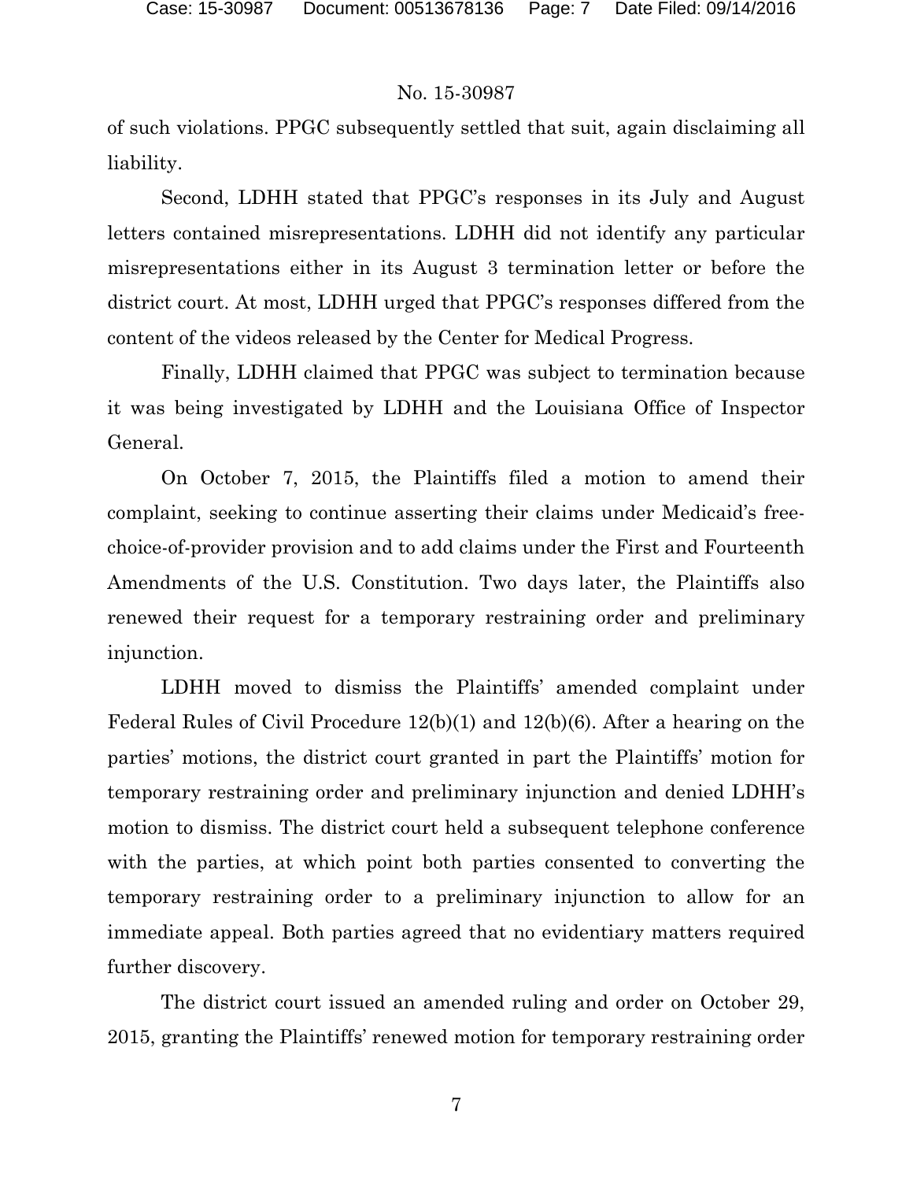of such violations. PPGC subsequently settled that suit, again disclaiming all liability.

Second, LDHH stated that PPGC's responses in its July and August letters contained misrepresentations. LDHH did not identify any particular misrepresentations either in its August 3 termination letter or before the district court. At most, LDHH urged that PPGC's responses differed from the content of the videos released by the Center for Medical Progress.

Finally, LDHH claimed that PPGC was subject to termination because it was being investigated by LDHH and the Louisiana Office of Inspector General.

On October 7, 2015, the Plaintiffs filed a motion to amend their complaint, seeking to continue asserting their claims under Medicaid's free-choice-of-provider provision and to add claims under the First and Fourteenth Amendments of the U.S. Constitution. Two days later, the Plaintiffs also renewed their request for a temporary restraining order and preliminary injunction.

LDHH moved to dismiss the Plaintiffs' amended complaint under Federal Rules of Civil Procedure 12(b)(1) and 12(b)(6). After a hearing on the parties' motions, the district court granted in part the Plaintiffs' motion for temporary restraining order and preliminary injunction and denied LDHH's motion to dismiss. The district court held a subsequent telephone conference with the parties, at which point both parties consented to converting the temporary restraining order to a preliminary injunction to allow for an immediate appeal. Both parties agreed that no evidentiary matters required further discovery.

The district court issued an amended ruling and order on October 29, 2015, granting the Plaintiffs' renewed motion for temporary restraining order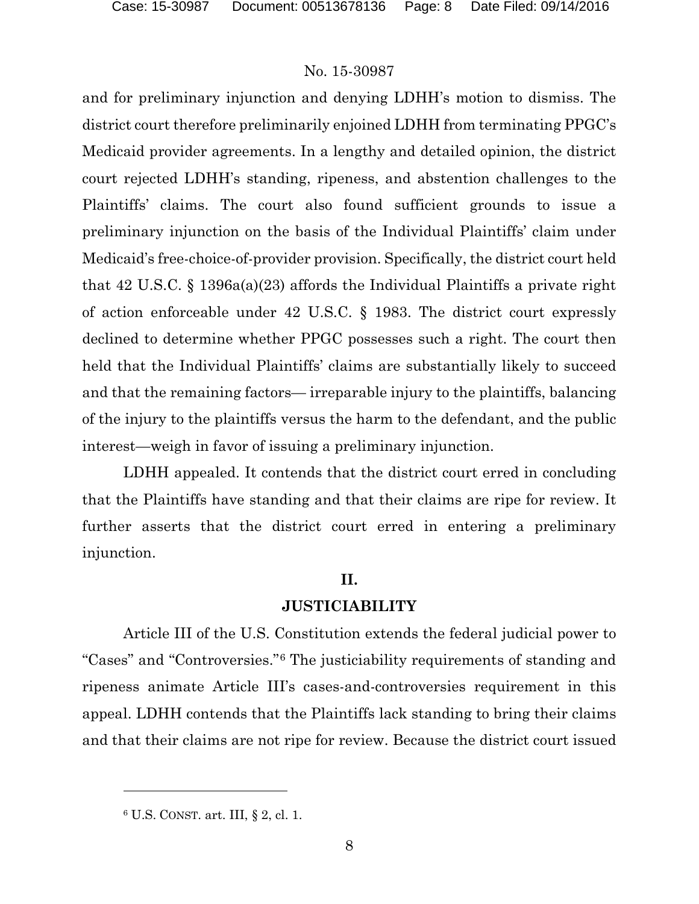and for preliminary injunction and denying LDHH's motion to dismiss. The district court therefore preliminarily enjoined LDHH from terminating PPGC's Medicaid provider agreements. In a lengthy and detailed opinion, the district court rejected LDHH's standing, ripeness, and abstention challenges to the Plaintiffs' claims. The court also found sufficient grounds to issue a preliminary injunction on the basis of the Individual Plaintiffs' claim under Medicaid's free-choice-of-provider provision. Specifically, the district court held that 42 U.S.C. § 1396a(a)(23) affords the Individual Plaintiffs a private right of action enforceable under 42 U.S.C. § 1983. The district court expressly declined to determine whether PPGC possesses such a right. The court then held that the Individual Plaintiffs' claims are substantially likely to succeed and that the remaining factors— irreparable injury to the plaintiffs, balancing of the injury to the plaintiffs versus the harm to the defendant, and the public interest—weigh in favor of issuing a preliminary injunction.

LDHH appealed. It contends that the district court erred in concluding that the Plaintiffs have standing and that their claims are ripe for review. It further asserts that the district court erred in entering a preliminary injunction.

## II.

## JUSTICIABILITY

Article III of the U.S. Constitution extends the federal judicial power to "Cases" and "Controversies."[6] The justiciability requirements of standing and ripeness animate Article III's cases-and-controversies requirement in this appeal. LDHH contends that the Plaintiffs lack standing to bring their claims and that their claims are not ripe for review. Because the district court issued

---

[6] U.S. CONST. art. III, § 2, cl. 1.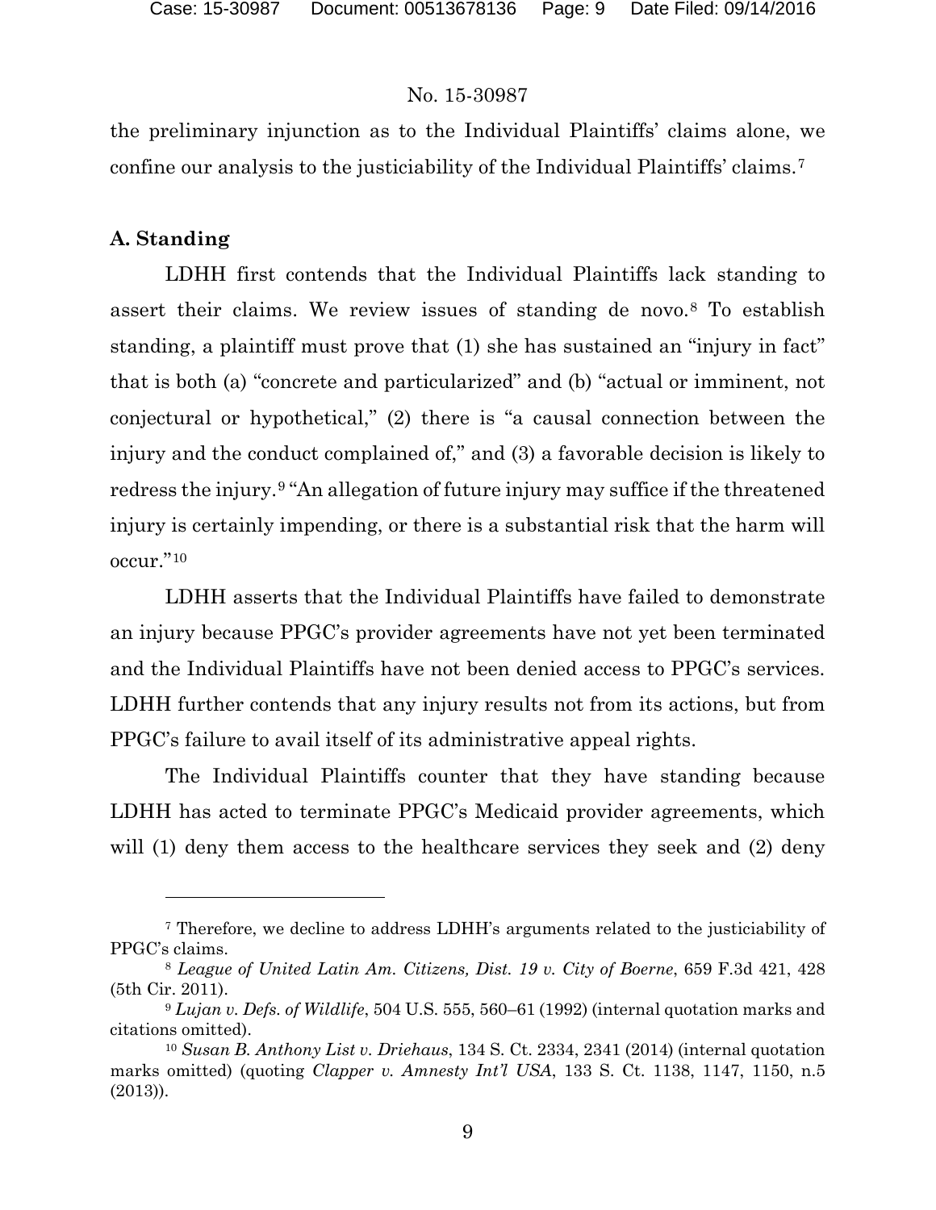the preliminary injunction as to the Individual Plaintiffs' claims alone, we confine our analysis to the justiciability of the Individual Plaintiffs' claims.[7]

**A. Standing**

LDHH first contends that the Individual Plaintiffs lack standing to assert their claims. We review issues of standing de novo.[8] To establish standing, a plaintiff must prove that (1) she has sustained an "injury in fact" that is both (a) "concrete and particularized" and (b) "actual or imminent, not conjectural or hypothetical," (2) there is "a causal connection between the injury and the conduct complained of," and (3) a favorable decision is likely to redress the injury.[9] "An allegation of future injury may suffice if the threatened injury is certainly impending, or there is a substantial risk that the harm will occur."[10]

LDHH asserts that the Individual Plaintiffs have failed to demonstrate an injury because PPGC's provider agreements have not yet been terminated and the Individual Plaintiffs have not been denied access to PPGC's services. LDHH further contends that any injury results not from its actions, but from PPGC's failure to avail itself of its administrative appeal rights.

The Individual Plaintiffs counter that they have standing because LDHH has acted to terminate PPGC's Medicaid provider agreements, which will (1) deny them access to the healthcare services they seek and (2) deny

---

[7] Therefore, we decline to address LDHH's arguments related to the justiciability of PPGC's claims.

[8] *League of United Latin Am. Citizens, Dist. 19 v. City of Boerne*, 659 F.3d 421, 428 (5th Cir. 2011).

[9] *Lujan v. Defs. of Wildlife*, 504 U.S. 555, 560–61 (1992) (internal quotation marks and citations omitted).

[10] *Susan B. Anthony List v. Driehaus*, 134 S. Ct. 2334, 2341 (2014) (internal quotation marks omitted) (quoting *Clapper v. Amnesty Int'l USA*, 133 S. Ct. 1138, 1147, 1150, n.5 (2013)).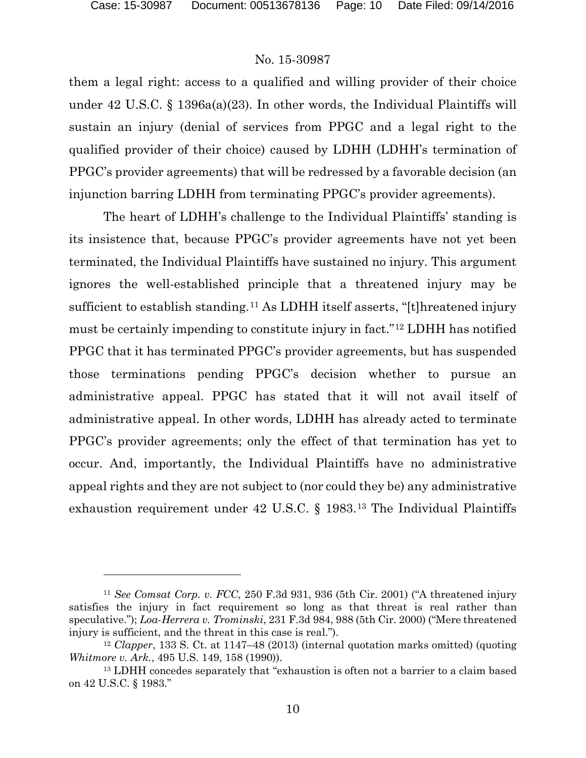them a legal right: access to a qualified and willing provider of their choice under 42 U.S.C. § 1396a(a)(23). In other words, the Individual Plaintiffs will sustain an injury (denial of services from PPGC and a legal right to the qualified provider of their choice) caused by LDHH (LDHH's termination of PPGC's provider agreements) that will be redressed by a favorable decision (an injunction barring LDHH from terminating PPGC's provider agreements).

The heart of LDHH's challenge to the Individual Plaintiffs' standing is its insistence that, because PPGC's provider agreements have not yet been terminated, the Individual Plaintiffs have sustained no injury. This argument ignores the well-established principle that a threatened injury may be sufficient to establish standing.[11] As LDHH itself asserts, "[t]hreatened injury must be certainly impending to constitute injury in fact."[12] LDHH has notified PPGC that it has terminated PPGC's provider agreements, but has suspended those terminations pending PPGC's decision whether to pursue an administrative appeal. PPGC has stated that it will not avail itself of administrative appeal. In other words, LDHH has already acted to terminate PPGC's provider agreements; only the effect of that termination has yet to occur. And, importantly, the Individual Plaintiffs have no administrative appeal rights and they are not subject to (nor could they be) any administrative exhaustion requirement under 42 U.S.C. § 1983.[13] The Individual Plaintiffs

---

[11] *See Comsat Corp. v. FCC*, 250 F.3d 931, 936 (5th Cir. 2001) ("A threatened injury satisfies the injury in fact requirement so long as that threat is real rather than speculative."); *Loa-Herrera v. Trominski*, 231 F.3d 984, 988 (5th Cir. 2000) ("Mere threatened injury is sufficient, and the threat in this case is real.").

[12] *Clapper*, 133 S. Ct. at 1147–48 (2013) (internal quotation marks omitted) (quoting *Whitmore v. Ark.*, 495 U.S. 149, 158 (1990)).

[13] LDHH concedes separately that "exhaustion is often not a barrier to a claim based on 42 U.S.C. § 1983."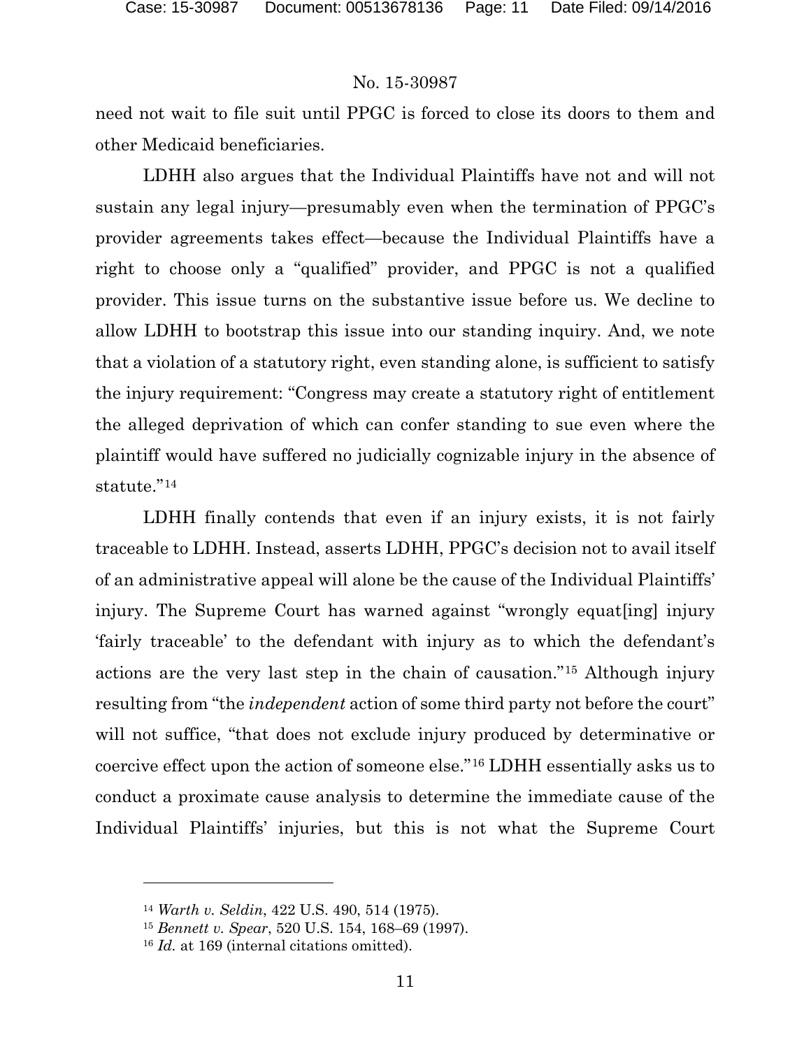need not wait to file suit until PPGC is forced to close its doors to them and other Medicaid beneficiaries.

LDHH also argues that the Individual Plaintiffs have not and will not sustain any legal injury—presumably even when the termination of PPGC's provider agreements takes effect—because the Individual Plaintiffs have a right to choose only a "qualified" provider, and PPGC is not a qualified provider. This issue turns on the substantive issue before us. We decline to allow LDHH to bootstrap this issue into our standing inquiry. And, we note that a violation of a statutory right, even standing alone, is sufficient to satisfy the injury requirement: "Congress may create a statutory right of entitlement the alleged deprivation of which can confer standing to sue even where the plaintiff would have suffered no judicially cognizable injury in the absence of statute."[14]

LDHH finally contends that even if an injury exists, it is not fairly traceable to LDHH. Instead, asserts LDHH, PPGC's decision not to avail itself of an administrative appeal will alone be the cause of the Individual Plaintiffs' injury. The Supreme Court has warned against "wrongly equat[ing] injury 'fairly traceable' to the defendant with injury as to which the defendant's actions are the very last step in the chain of causation."[15] Although injury resulting from "the *independent* action of some third party not before the court" will not suffice, "that does not exclude injury produced by determinative or coercive effect upon the action of someone else."[16] LDHH essentially asks us to conduct a proximate cause analysis to determine the immediate cause of the Individual Plaintiffs' injuries, but this is not what the Supreme Court

---

[14] *Warth v. Seldin*, 422 U.S. 490, 514 (1975).

[15] *Bennett v. Spear*, 520 U.S. 154, 168–69 (1997).

[16] *Id.* at 169 (internal citations omitted).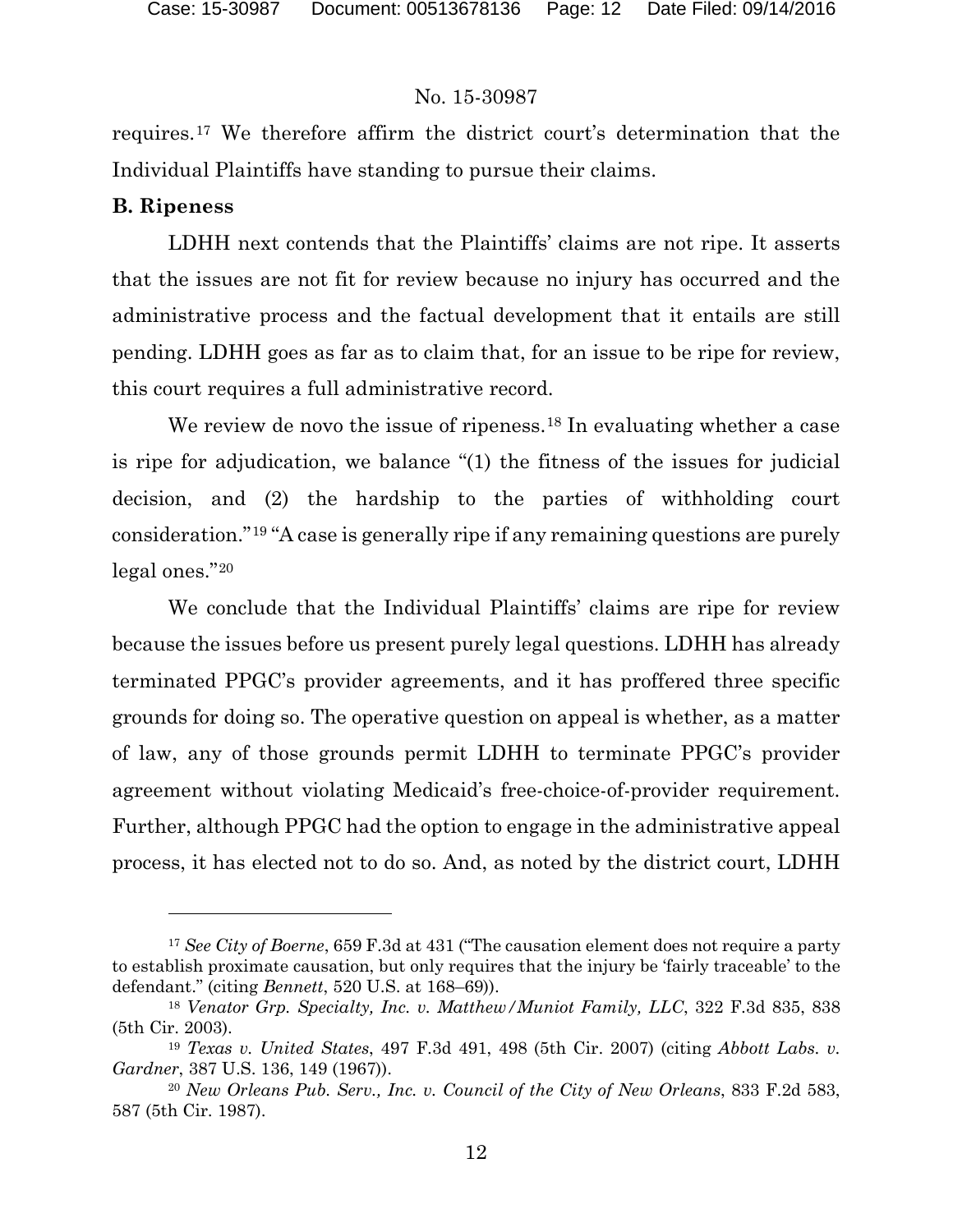requires.[17] We therefore affirm the district court's determination that the Individual Plaintiffs have standing to pursue their claims.

**B. Ripeness**

LDHH next contends that the Plaintiffs' claims are not ripe. It asserts that the issues are not fit for review because no injury has occurred and the administrative process and the factual development that it entails are still pending. LDHH goes as far as to claim that, for an issue to be ripe for review, this court requires a full administrative record.

We review de novo the issue of ripeness.[18] In evaluating whether a case is ripe for adjudication, we balance "(1) the fitness of the issues for judicial decision, and (2) the hardship to the parties of withholding court consideration."[19] "A case is generally ripe if any remaining questions are purely legal ones."[20]

We conclude that the Individual Plaintiffs' claims are ripe for review because the issues before us present purely legal questions. LDHH has already terminated PPGC's provider agreements, and it has proffered three specific grounds for doing so. The operative question on appeal is whether, as a matter of law, any of those grounds permit LDHH to terminate PPGC's provider agreement without violating Medicaid's free-choice-of-provider requirement. Further, although PPGC had the option to engage in the administrative appeal process, it has elected not to do so. And, as noted by the district court, LDHH

---

[17] *See City of Boerne*, 659 F.3d at 431 ("The causation element does not require a party to establish proximate causation, but only requires that the injury be 'fairly traceable' to the defendant." (citing *Bennett*, 520 U.S. at 168–69)).

[18] *Venator Grp. Specialty, Inc. v. Matthew/Muniot Family, LLC*, 322 F.3d 835, 838 (5th Cir. 2003).

[19] *Texas v. United States*, 497 F.3d 491, 498 (5th Cir. 2007) (citing *Abbott Labs. v. Gardner*, 387 U.S. 136, 149 (1967)).

[20] *New Orleans Pub. Serv., Inc. v. Council of the City of New Orleans*, 833 F.2d 583, 587 (5th Cir. 1987).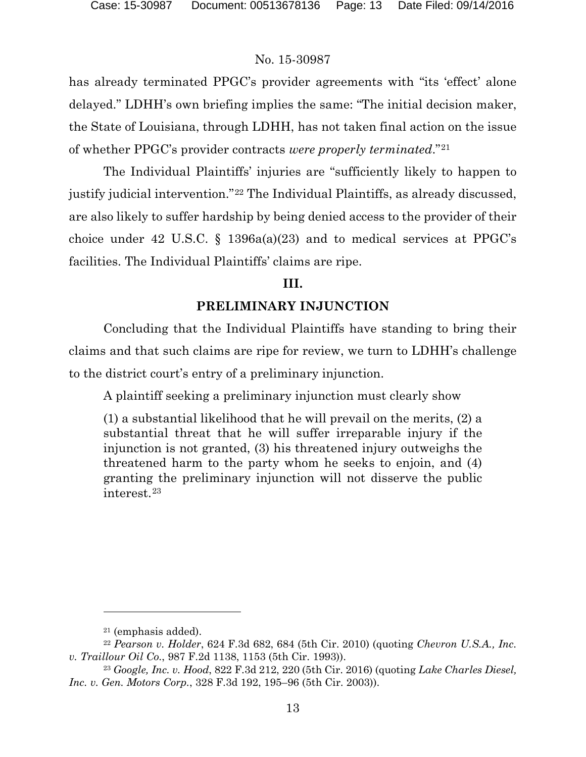has already terminated PPGC's provider agreements with "its 'effect' alone delayed." LDHH's own briefing implies the same: "The initial decision maker, the State of Louisiana, through LDHH, has not taken final action on the issue of whether PPGC's provider contracts *were properly terminated*."[21]

The Individual Plaintiffs' injuries are "sufficiently likely to happen to justify judicial intervention."[22] The Individual Plaintiffs, as already discussed, are also likely to suffer hardship by being denied access to the provider of their choice under 42 U.S.C. § 1396a(a)(23) and to medical services at PPGC's facilities. The Individual Plaintiffs' claims are ripe.

## III.

## PRELIMINARY INJUNCTION

Concluding that the Individual Plaintiffs have standing to bring their claims and that such claims are ripe for review, we turn to LDHH's challenge to the district court's entry of a preliminary injunction.

A plaintiff seeking a preliminary injunction must clearly show

> (1) a substantial likelihood that he will prevail on the merits, (2) a substantial threat that he will suffer irreparable injury if the injunction is not granted, (3) his threatened injury outweighs the threatened harm to the party whom he seeks to enjoin, and (4) granting the preliminary injunction will not disserve the public interest.[23]

---

[21] (emphasis added).

[22] *Pearson v. Holder*, 624 F.3d 682, 684 (5th Cir. 2010) (quoting *Chevron U.S.A., Inc. v. Traillour Oil Co.*, 987 F.2d 1138, 1153 (5th Cir. 1993)).

[23] *Google, Inc. v. Hood*, 822 F.3d 212, 220 (5th Cir. 2016) (quoting *Lake Charles Diesel, Inc. v. Gen. Motors Corp.*, 328 F.3d 192, 195–96 (5th Cir. 2003)).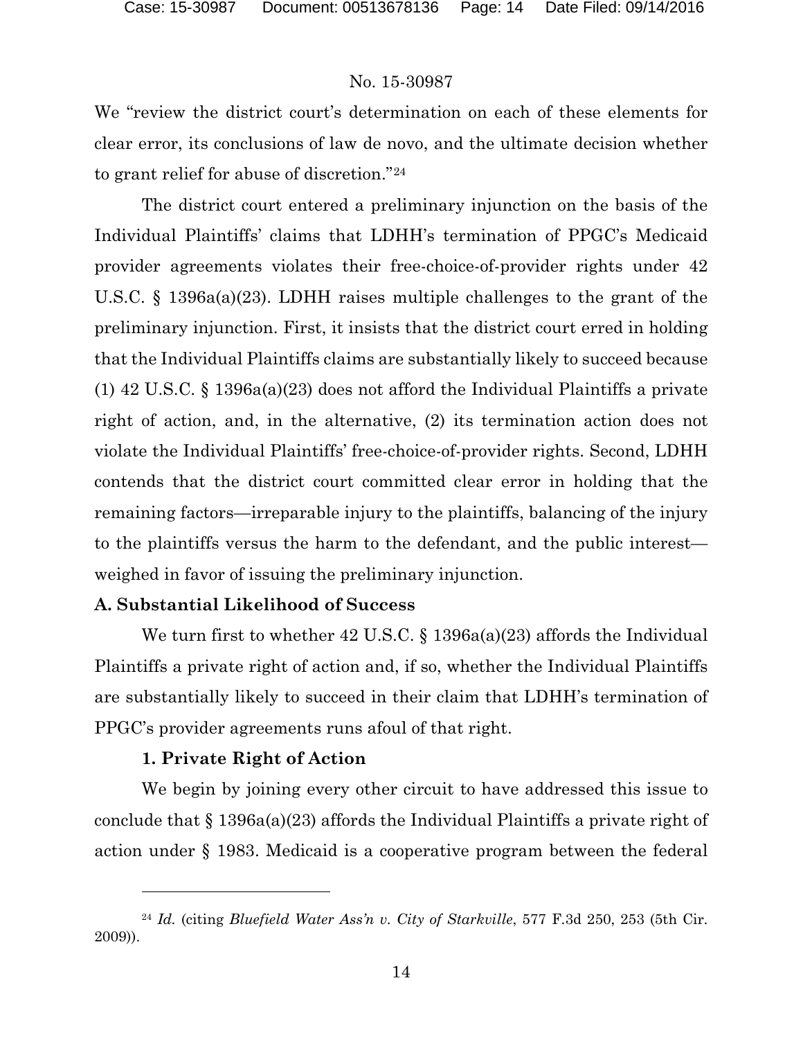We "review the district court's determination on each of these elements for clear error, its conclusions of law de novo, and the ultimate decision whether to grant relief for abuse of discretion."[24]

The district court entered a preliminary injunction on the basis of the Individual Plaintiffs' claims that LDHH's termination of PPGC's Medicaid provider agreements violates their free-choice-of-provider rights under 42 U.S.C. § 1396a(a)(23). LDHH raises multiple challenges to the grant of the preliminary injunction. First, it insists that the district court erred in holding that the Individual Plaintiffs claims are substantially likely to succeed because (1) 42 U.S.C. § 1396a(a)(23) does not afford the Individual Plaintiffs a private right of action, and, in the alternative, (2) its termination action does not violate the Individual Plaintiffs' free-choice-of-provider rights. Second, LDHH contends that the district court committed clear error in holding that the remaining factors—irreparable injury to the plaintiffs, balancing of the injury to the plaintiffs versus the harm to the defendant, and the public interest—weighed in favor of issuing the preliminary injunction.

**A. Substantial Likelihood of Success**

We turn first to whether 42 U.S.C. § 1396a(a)(23) affords the Individual Plaintiffs a private right of action and, if so, whether the Individual Plaintiffs are substantially likely to succeed in their claim that LDHH's termination of PPGC's provider agreements runs afoul of that right.

**1. Private Right of Action**

We begin by joining every other circuit to have addressed this issue to conclude that § 1396a(a)(23) affords the Individual Plaintiffs a private right of action under § 1983. Medicaid is a cooperative program between the federal

---

[24] *Id.* (citing *Bluefield Water Ass'n v. City of Starkville*, 577 F.3d 250, 253 (5th Cir. 2009)).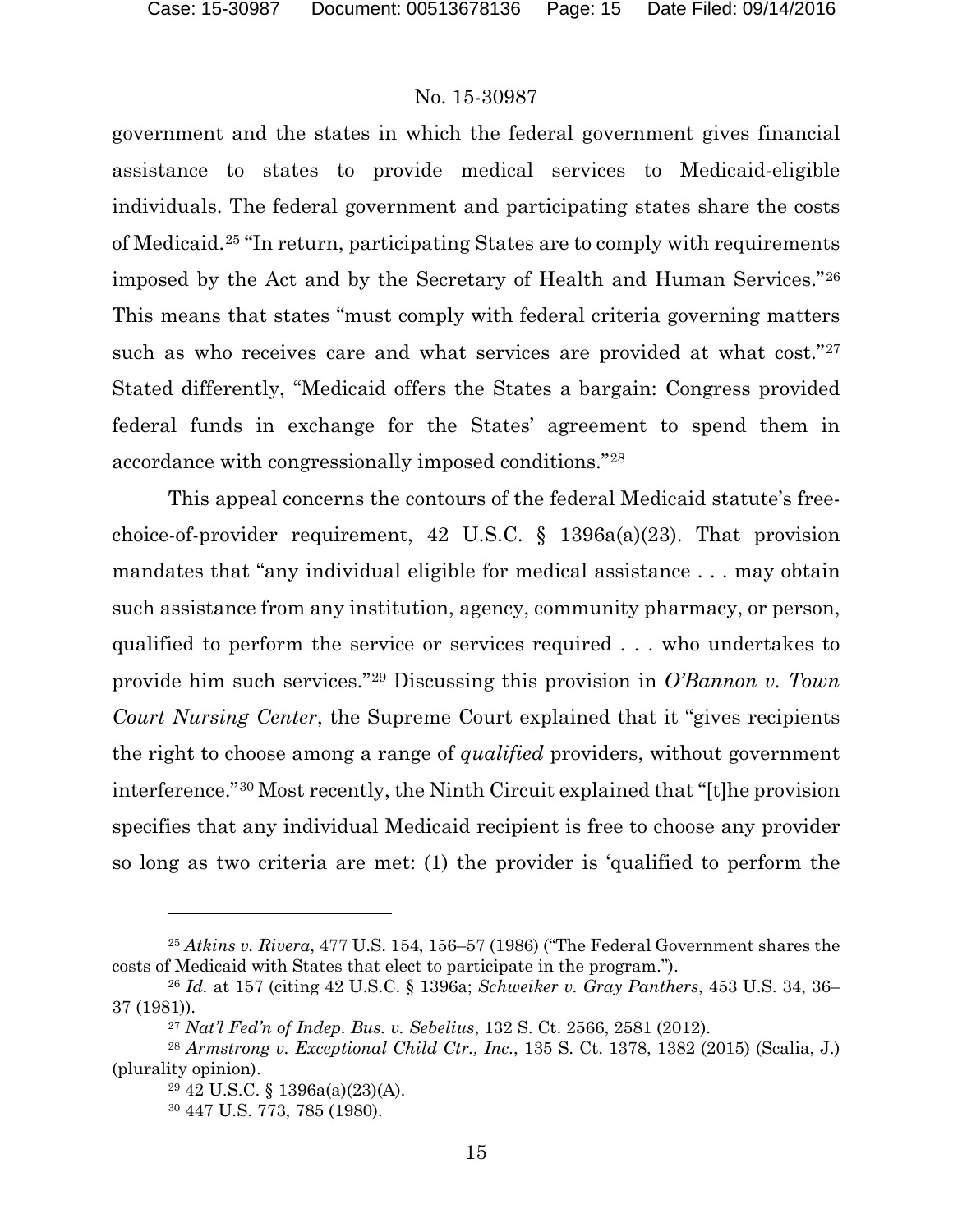government and the states in which the federal government gives financial assistance to states to provide medical services to Medicaid-eligible individuals. The federal government and participating states share the costs of Medicaid.[25] "In return, participating States are to comply with requirements imposed by the Act and by the Secretary of Health and Human Services."[26] This means that states "must comply with federal criteria governing matters such as who receives care and what services are provided at what cost."[27] Stated differently, "Medicaid offers the States a bargain: Congress provided federal funds in exchange for the States' agreement to spend them in accordance with congressionally imposed conditions."[28]

This appeal concerns the contours of the federal Medicaid statute's free-choice-of-provider requirement, 42 U.S.C. § 1396a(a)(23). That provision mandates that "any individual eligible for medical assistance . . . may obtain such assistance from any institution, agency, community pharmacy, or person, qualified to perform the service or services required . . . who undertakes to provide him such services."[29] Discussing this provision in *O'Bannon v. Town Court Nursing Center*, the Supreme Court explained that it "gives recipients the right to choose among a range of *qualified* providers, without government interference."[30] Most recently, the Ninth Circuit explained that "[t]he provision specifies that any individual Medicaid recipient is free to choose any provider so long as two criteria are met: (1) the provider is 'qualified to perform the

---

[25] *Atkins v. Rivera*, 477 U.S. 154, 156–57 (1986) ("The Federal Government shares the costs of Medicaid with States that elect to participate in the program.").

[26] *Id.* at 157 (citing 42 U.S.C. § 1396a; *Schweiker v. Gray Panthers*, 453 U.S. 34, 36–37 (1981)).

[27] *Nat'l Fed'n of Indep. Bus. v. Sebelius*, 132 S. Ct. 2566, 2581 (2012).

[28] *Armstrong v. Exceptional Child Ctr., Inc.*, 135 S. Ct. 1378, 1382 (2015) (Scalia, J.) (plurality opinion).

[29] 42 U.S.C. § 1396a(a)(23)(A).

[30] 447 U.S. 773, 785 (1980).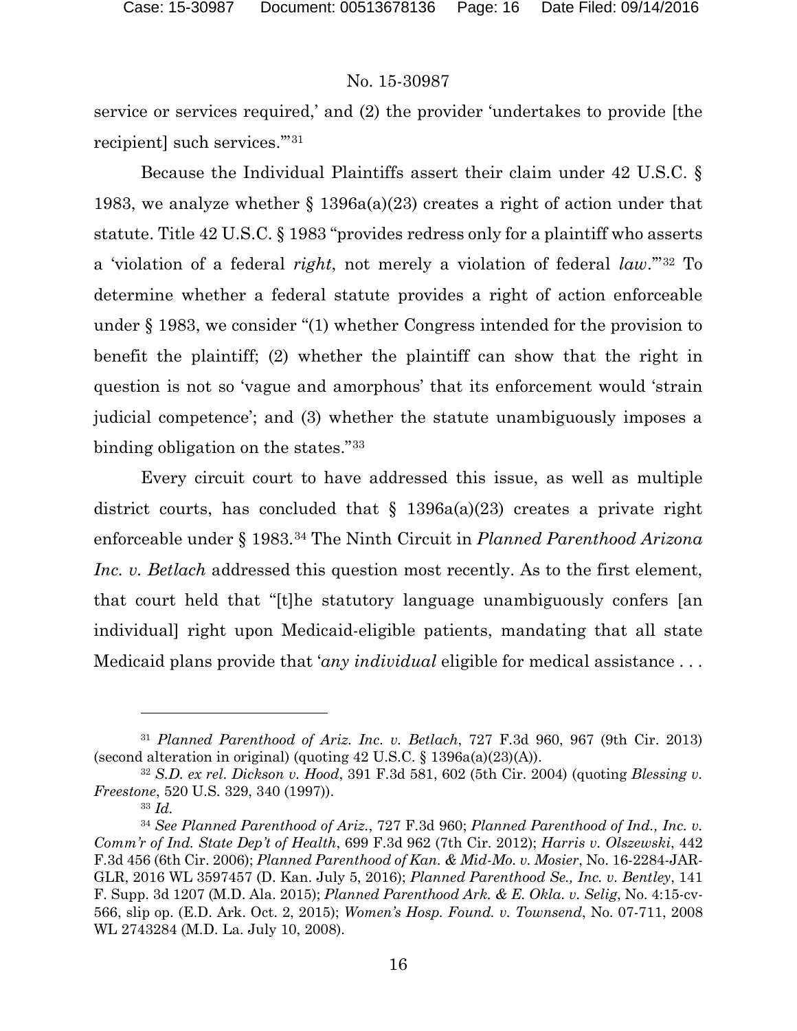service or services required,' and (2) the provider 'undertakes to provide [the recipient] such services.'"[31]

Because the Individual Plaintiffs assert their claim under 42 U.S.C. § 1983, we analyze whether § 1396a(a)(23) creates a right of action under that statute. Title 42 U.S.C. § 1983 "provides redress only for a plaintiff who asserts a 'violation of a federal *right*, not merely a violation of federal *law*.'"[32] To determine whether a federal statute provides a right of action enforceable under § 1983, we consider "(1) whether Congress intended for the provision to benefit the plaintiff; (2) whether the plaintiff can show that the right in question is not so 'vague and amorphous' that its enforcement would 'strain judicial competence'; and (3) whether the statute unambiguously imposes a binding obligation on the states."[33]

Every circuit court to have addressed this issue, as well as multiple district courts, has concluded that § 1396a(a)(23) creates a private right enforceable under § 1983.[34] The Ninth Circuit in *Planned Parenthood Arizona Inc. v. Betlach* addressed this question most recently. As to the first element, that court held that "[t]he statutory language unambiguously confers [an individual] right upon Medicaid-eligible patients, mandating that all state Medicaid plans provide that '*any individual* eligible for medical assistance . . .

---

[31] *Planned Parenthood of Ariz. Inc. v. Betlach*, 727 F.3d 960, 967 (9th Cir. 2013) (second alteration in original) (quoting 42 U.S.C. § 1396a(a)(23)(A)).

[32] *S.D. ex rel. Dickson v. Hood*, 391 F.3d 581, 602 (5th Cir. 2004) (quoting *Blessing v. Freestone*, 520 U.S. 329, 340 (1997)).

[33] *Id.*

[34] *See Planned Parenthood of Ariz.*, 727 F.3d 960; *Planned Parenthood of Ind., Inc. v. Comm'r of Ind. State Dep't of Health*, 699 F.3d 962 (7th Cir. 2012); *Harris v. Olszewski*, 442 F.3d 456 (6th Cir. 2006); *Planned Parenthood of Kan. & Mid-Mo. v. Mosier*, No. 16-2284-JAR-GLR, 2016 WL 3597457 (D. Kan. July 5, 2016); *Planned Parenthood Se., Inc. v. Bentley*, 141 F. Supp. 3d 1207 (M.D. Ala. 2015); *Planned Parenthood Ark. & E. Okla. v. Selig*, No. 4:15-cv-566, slip op. (E.D. Ark. Oct. 2, 2015); *Women's Hosp. Found. v. Townsend*, No. 07-711, 2008 WL 2743284 (M.D. La. July 10, 2008).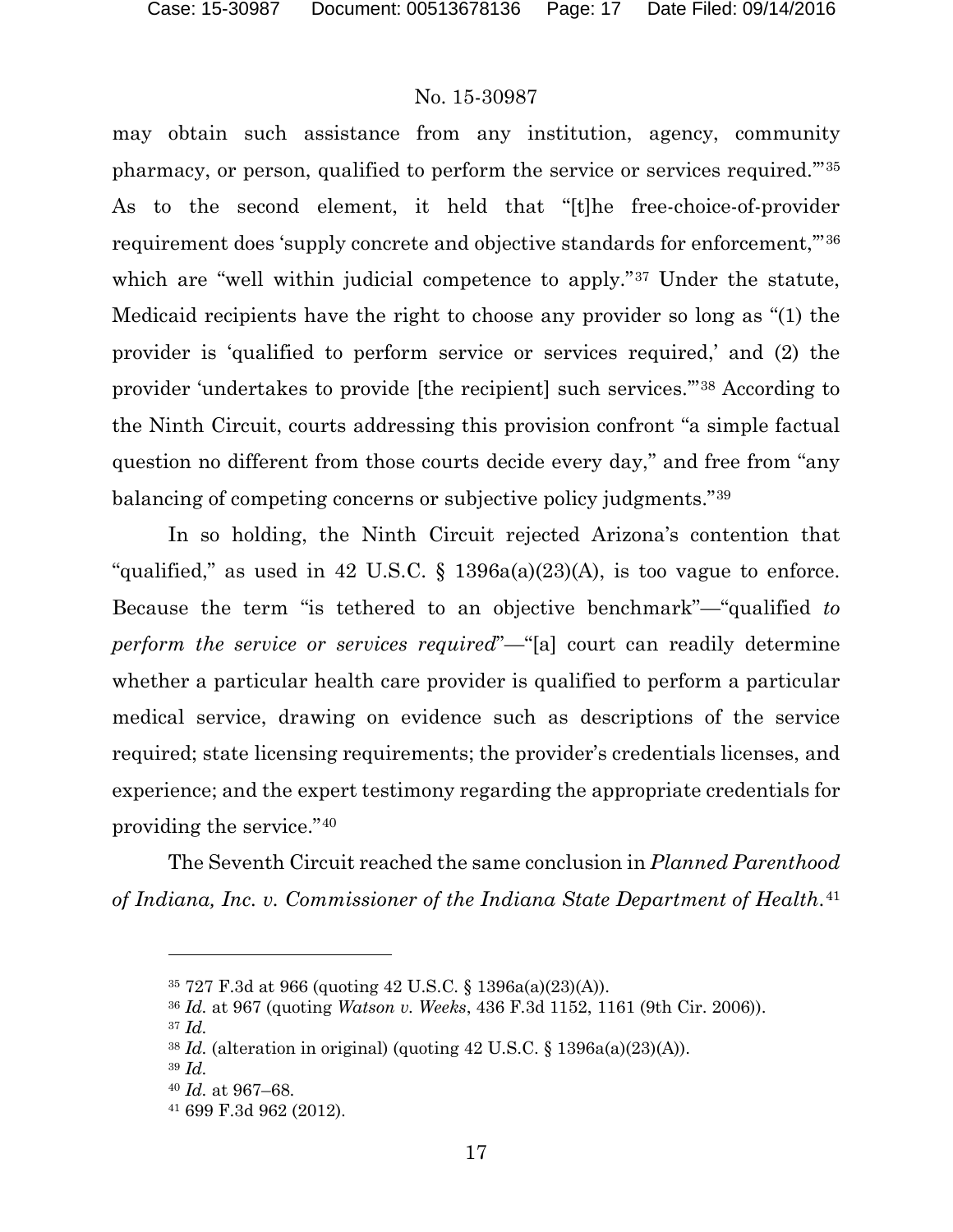may obtain such assistance from any institution, agency, community pharmacy, or person, qualified to perform the service or services required.'"[35] As to the second element, it held that "[t]he free-choice-of-provider requirement does 'supply concrete and objective standards for enforcement,'"[36] which are "well within judicial competence to apply."[37] Under the statute, Medicaid recipients have the right to choose any provider so long as "(1) the provider is 'qualified to perform service or services required,' and (2) the provider 'undertakes to provide [the recipient] such services.'"[38] According to the Ninth Circuit, courts addressing this provision confront "a simple factual question no different from those courts decide every day," and free from "any balancing of competing concerns or subjective policy judgments."[39]

In so holding, the Ninth Circuit rejected Arizona's contention that "qualified," as used in 42 U.S.C. § 1396a(a)(23)(A), is too vague to enforce. Because the term "is tethered to an objective benchmark"—"qualified *to perform the service or services required*"—"[a] court can readily determine whether a particular health care provider is qualified to perform a particular medical service, drawing on evidence such as descriptions of the service required; state licensing requirements; the provider's credentials licenses, and experience; and the expert testimony regarding the appropriate credentials for providing the service."[40]

The Seventh Circuit reached the same conclusion in *Planned Parenthood of Indiana, Inc. v. Commissioner of the Indiana State Department of Health.*[41]

---

[35] 727 F.3d at 966 (quoting 42 U.S.C. § 1396a(a)(23)(A)).

[36] *Id.* at 967 (quoting *Watson v. Weeks*, 436 F.3d 1152, 1161 (9th Cir. 2006)).

[37] *Id.*

[38] *Id.* (alteration in original) (quoting 42 U.S.C. § 1396a(a)(23)(A)).

[39] *Id.*

[40] *Id.* at 967–68.

[41] 699 F.3d 962 (2012).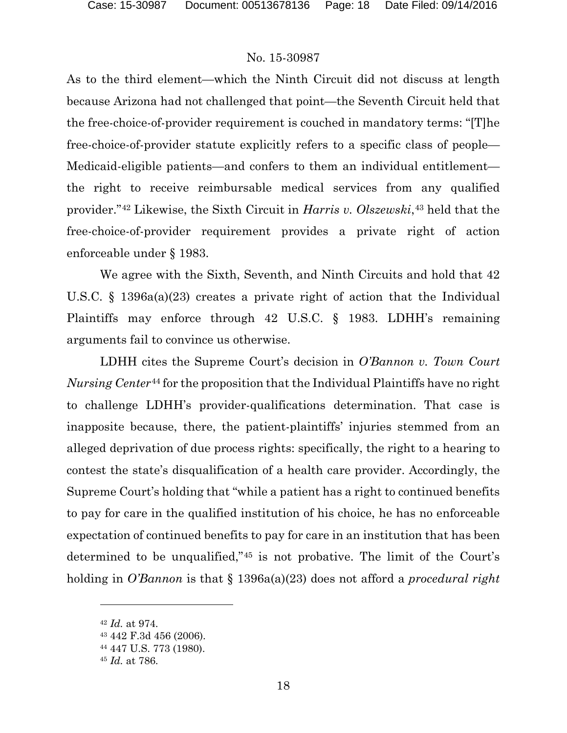As to the third element—which the Ninth Circuit did not discuss at length because Arizona had not challenged that point—the Seventh Circuit held that the free-choice-of-provider requirement is couched in mandatory terms: "[T]he free-choice-of-provider statute explicitly refers to a specific class of people—Medicaid-eligible patients—and confers to them an individual entitlement—the right to receive reimbursable medical services from any qualified provider."[42] Likewise, the Sixth Circuit in *Harris v. Olszewski*,[43] held that the free-choice-of-provider requirement provides a private right of action enforceable under § 1983.

We agree with the Sixth, Seventh, and Ninth Circuits and hold that 42 U.S.C. § 1396a(a)(23) creates a private right of action that the Individual Plaintiffs may enforce through 42 U.S.C. § 1983. LDHH's remaining arguments fail to convince us otherwise.

LDHH cites the Supreme Court's decision in *O'Bannon v. Town Court Nursing Center*[44] for the proposition that the Individual Plaintiffs have no right to challenge LDHH's provider-qualifications determination. That case is inapposite because, there, the patient-plaintiffs' injuries stemmed from an alleged deprivation of due process rights: specifically, the right to a hearing to contest the state's disqualification of a health care provider. Accordingly, the Supreme Court's holding that "while a patient has a right to continued benefits to pay for care in the qualified institution of his choice, he has no enforceable expectation of continued benefits to pay for care in an institution that has been determined to be unqualified,"[45] is not probative. The limit of the Court's holding in *O'Bannon* is that § 1396a(a)(23) does not afford a *procedural right*

---

[42] *Id.* at 974.

[43] 442 F.3d 456 (2006).

[44] 447 U.S. 773 (1980).

[45] *Id.* at 786.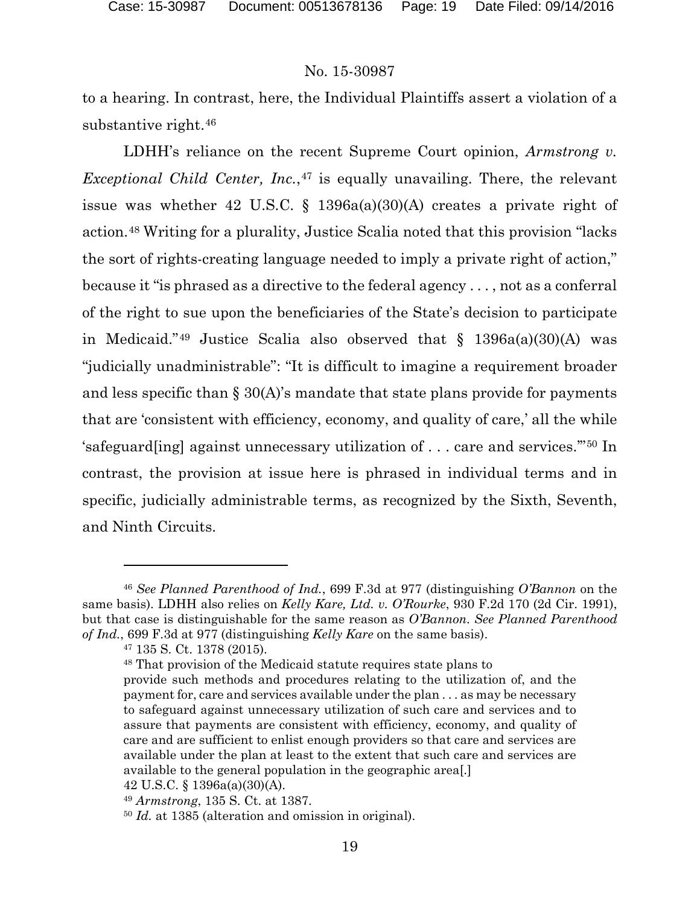to a hearing. In contrast, here, the Individual Plaintiffs assert a violation of a substantive right.[46]

LDHH's reliance on the recent Supreme Court opinion, *Armstrong v. Exceptional Child Center, Inc.*,[47] is equally unavailing. There, the relevant issue was whether 42 U.S.C. § 1396a(a)(30)(A) creates a private right of action.[48] Writing for a plurality, Justice Scalia noted that this provision "lacks the sort of rights-creating language needed to imply a private right of action," because it "is phrased as a directive to the federal agency . . . , not as a conferral of the right to sue upon the beneficiaries of the State's decision to participate in Medicaid."[49] Justice Scalia also observed that § 1396a(a)(30)(A) was "judicially unadministrable": "It is difficult to imagine a requirement broader and less specific than § 30(A)'s mandate that state plans provide for payments that are 'consistent with efficiency, economy, and quality of care,' all the while 'safeguard[ing] against unnecessary utilization of . . . care and services.'"[50] In contrast, the provision at issue here is phrased in individual terms and in specific, judicially administrable terms, as recognized by the Sixth, Seventh, and Ninth Circuits.

---

[46] *See Planned Parenthood of Ind.*, 699 F.3d at 977 (distinguishing *O'Bannon* on the same basis). LDHH also relies on *Kelly Kare, Ltd. v. O'Rourke*, 930 F.2d 170 (2d Cir. 1991), but that case is distinguishable for the same reason as *O'Bannon*. *See Planned Parenthood of Ind.*, 699 F.3d at 977 (distinguishing *Kelly Kare* on the same basis).

[47] 135 S. Ct. 1378 (2015).

[48] That provision of the Medicaid statute requires state plans to

> provide such methods and procedures relating to the utilization of, and the payment for, care and services available under the plan . . . as may be necessary to safeguard against unnecessary utilization of such care and services and to assure that payments are consistent with efficiency, economy, and quality of care and are sufficient to enlist enough providers so that care and services are available under the plan at least to the extent that such care and services are available to the general population in the geographic area[.]

42 U.S.C. § 1396a(a)(30)(A).

[49] *Armstrong*, 135 S. Ct. at 1387.

[50] *Id.* at 1385 (alteration and omission in original).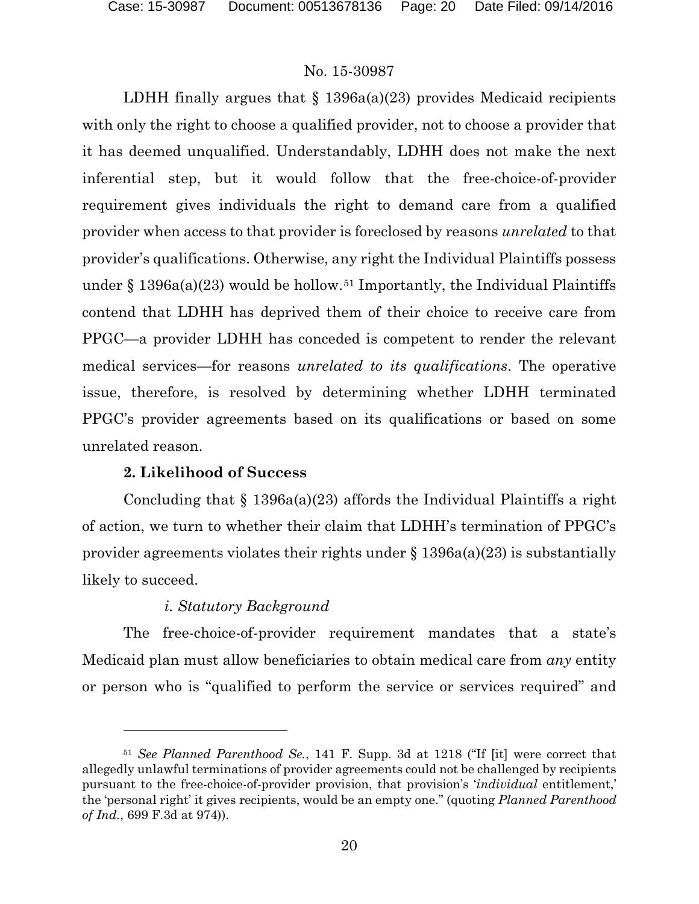LDHH finally argues that § 1396a(a)(23) provides Medicaid recipients with only the right to choose a qualified provider, not to choose a provider that it has deemed unqualified. Understandably, LDHH does not make the next inferential step, but it would follow that the free-choice-of-provider requirement gives individuals the right to demand care from a qualified provider when access to that provider is foreclosed by reasons *unrelated* to that provider's qualifications. Otherwise, any right the Individual Plaintiffs possess under § 1396a(a)(23) would be hollow.[51] Importantly, the Individual Plaintiffs contend that LDHH has deprived them of their choice to receive care from PPGC—a provider LDHH has conceded is competent to render the relevant medical services—for reasons *unrelated to its qualifications*. The operative issue, therefore, is resolved by determining whether LDHH terminated PPGC's provider agreements based on its qualifications or based on some unrelated reason.

**2. Likelihood of Success**

Concluding that § 1396a(a)(23) affords the Individual Plaintiffs a right of action, we turn to whether their claim that LDHH's termination of PPGC's provider agreements violates their rights under § 1396a(a)(23) is substantially likely to succeed.

*i. Statutory Background*

The free-choice-of-provider requirement mandates that a state's Medicaid plan must allow beneficiaries to obtain medical care from *any* entity or person who is "qualified to perform the service or services required" and

---

[51] *See Planned Parenthood Se.*, 141 F. Supp. 3d at 1218 ("If [it] were correct that allegedly unlawful terminations of provider agreements could not be challenged by recipients pursuant to the free-choice-of-provider provision, that provision's '*individual* entitlement,' the 'personal right' it gives recipients, would be an empty one." (quoting *Planned Parenthood of Ind.*, 699 F.3d at 974)).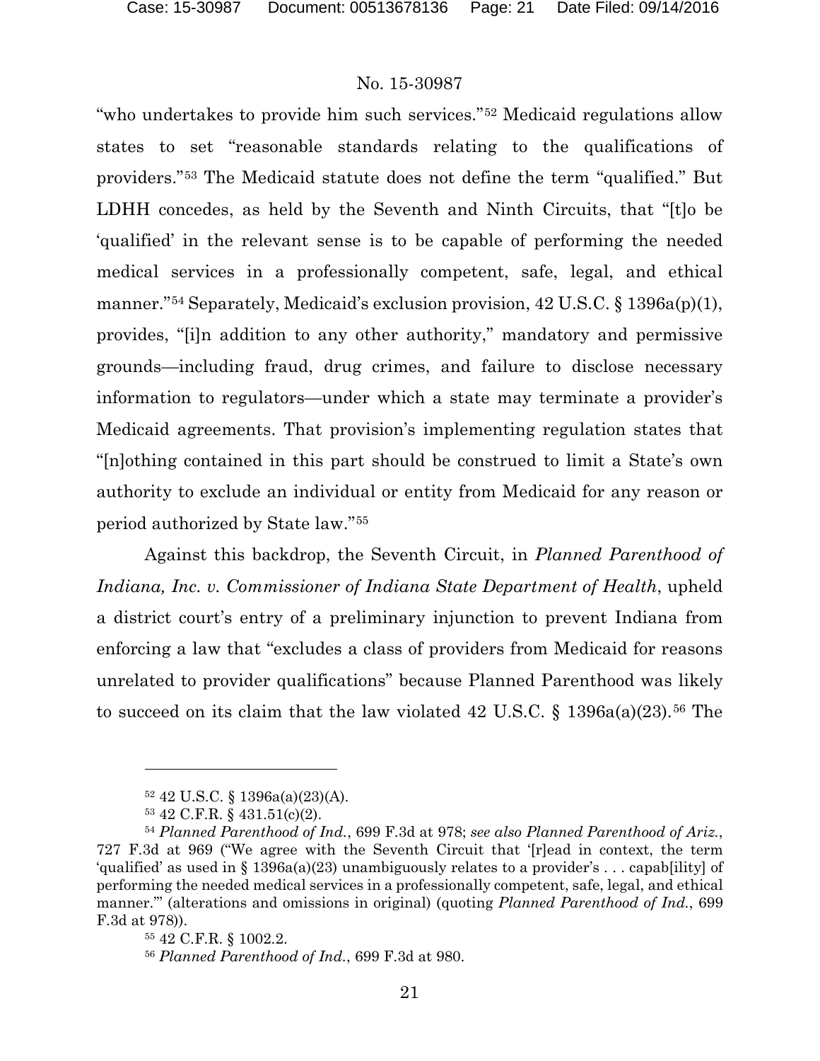"who undertakes to provide him such services."[52] Medicaid regulations allow states to set "reasonable standards relating to the qualifications of providers."[53] The Medicaid statute does not define the term "qualified." But LDHH concedes, as held by the Seventh and Ninth Circuits, that "[t]o be 'qualified' in the relevant sense is to be capable of performing the needed medical services in a professionally competent, safe, legal, and ethical manner."[54] Separately, Medicaid's exclusion provision, 42 U.S.C. § 1396a(p)(1), provides, "[i]n addition to any other authority," mandatory and permissive grounds—including fraud, drug crimes, and failure to disclose necessary information to regulators—under which a state may terminate a provider's Medicaid agreements. That provision's implementing regulation states that "[n]othing contained in this part should be construed to limit a State's own authority to exclude an individual or entity from Medicaid for any reason or period authorized by State law."[55]

Against this backdrop, the Seventh Circuit, in *Planned Parenthood of Indiana, Inc. v. Commissioner of Indiana State Department of Health*, upheld a district court's entry of a preliminary injunction to prevent Indiana from enforcing a law that "excludes a class of providers from Medicaid for reasons unrelated to provider qualifications" because Planned Parenthood was likely to succeed on its claim that the law violated 42 U.S.C. § 1396a(a)(23).[56] The

---

[52] 42 U.S.C. § 1396a(a)(23)(A).

[53] 42 C.F.R. § 431.51(c)(2).

[54] *Planned Parenthood of Ind.*, 699 F.3d at 978; *see also Planned Parenthood of Ariz.*, 727 F.3d at 969 ("We agree with the Seventh Circuit that '[r]ead in context, the term 'qualified' as used in § 1396a(a)(23) unambiguously relates to a provider's . . . capab[ility] of performing the needed medical services in a professionally competent, safe, legal, and ethical manner.'" (alterations and omissions in original) (quoting *Planned Parenthood of Ind.*, 699 F.3d at 978)).

[55] 42 C.F.R. § 1002.2.

[56] *Planned Parenthood of Ind.*, 699 F.3d at 980.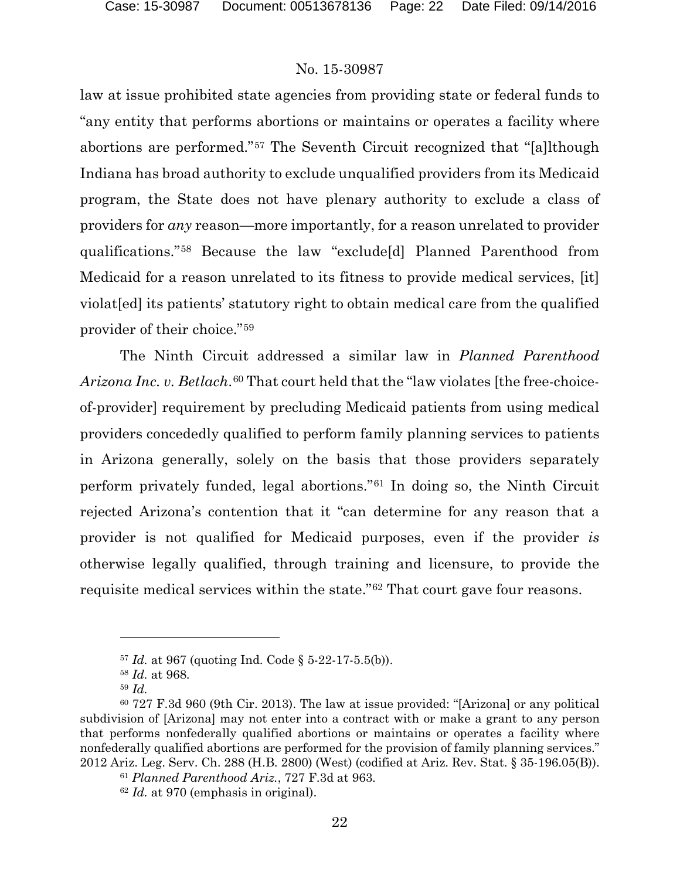law at issue prohibited state agencies from providing state or federal funds to "any entity that performs abortions or maintains or operates a facility where abortions are performed."[57] The Seventh Circuit recognized that "[a]lthough Indiana has broad authority to exclude unqualified providers from its Medicaid program, the State does not have plenary authority to exclude a class of providers for *any* reason—more importantly, for a reason unrelated to provider qualifications."[58] Because the law "exclude[d] Planned Parenthood from Medicaid for a reason unrelated to its fitness to provide medical services, [it] violat[ed] its patients' statutory right to obtain medical care from the qualified provider of their choice."[59]

The Ninth Circuit addressed a similar law in *Planned Parenthood Arizona Inc. v. Betlach*.[60] That court held that the "law violates [the free-choice-of-provider] requirement by precluding Medicaid patients from using medical providers concededly qualified to perform family planning services to patients in Arizona generally, solely on the basis that those providers separately perform privately funded, legal abortions."[61] In doing so, the Ninth Circuit rejected Arizona's contention that it "can determine for any reason that a provider is not qualified for Medicaid purposes, even if the provider *is* otherwise legally qualified, through training and licensure, to provide the requisite medical services within the state."[62] That court gave four reasons.

---

[57] *Id.* at 967 (quoting Ind. Code § 5-22-17-5.5(b)).

[58] *Id.* at 968.

[59] *Id.*

[60] 727 F.3d 960 (9th Cir. 2013). The law at issue provided: "[Arizona] or any political subdivision of [Arizona] may not enter into a contract with or make a grant to any person that performs nonfederally qualified abortions or maintains or operates a facility where nonfederally qualified abortions are performed for the provision of family planning services." 2012 Ariz. Leg. Serv. Ch. 288 (H.B. 2800) (West) (codified at Ariz. Rev. Stat. § 35-196.05(B)).

[61] *Planned Parenthood Ariz.*, 727 F.3d at 963.

[62] *Id.* at 970 (emphasis in original).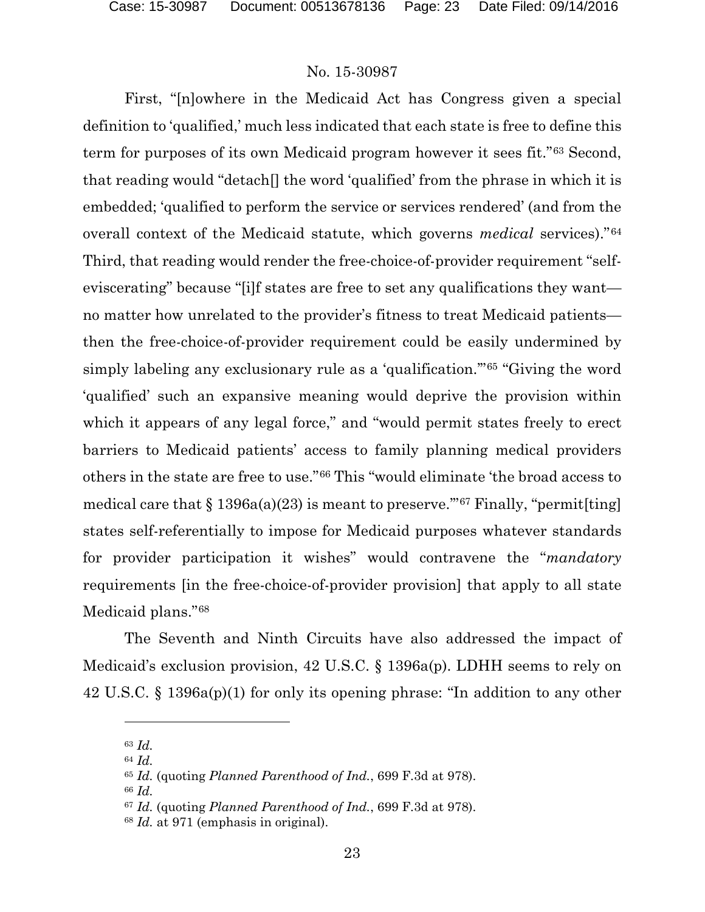No. 15-30987

First, "[n]owhere in the Medicaid Act has Congress given a special definition to 'qualified,' much less indicated that each state is free to define this term for purposes of its own Medicaid program however it sees fit."[63] Second, that reading would "detach[] the word 'qualified' from the phrase in which it is embedded; 'qualified to perform the service or services rendered' (and from the overall context of the Medicaid statute, which governs *medical* services)."[64] Third, that reading would render the free-choice-of-provider requirement "self-eviscerating" because "[i]f states are free to set any qualifications they want—no matter how unrelated to the provider's fitness to treat Medicaid patients—then the free-choice-of-provider requirement could be easily undermined by simply labeling any exclusionary rule as a 'qualification.'"[65] "Giving the word 'qualified' such an expansive meaning would deprive the provision within which it appears of any legal force," and "would permit states freely to erect barriers to Medicaid patients' access to family planning medical providers others in the state are free to use."[66] This "would eliminate 'the broad access to medical care that § 1396a(a)(23) is meant to preserve.'"[67] Finally, "permit[ting] states self-referentially to impose for Medicaid purposes whatever standards for provider participation it wishes" would contravene the "*mandatory* requirements [in the free-choice-of-provider provision] that apply to all state Medicaid plans."[68]

The Seventh and Ninth Circuits have also addressed the impact of Medicaid's exclusion provision, 42 U.S.C. § 1396a(p). LDHH seems to rely on 42 U.S.C. § 1396a(p)(1) for only its opening phrase: "In addition to any other

---

[63] *Id.*

[64] *Id.*

[65] *Id.* (quoting *Planned Parenthood of Ind.*, 699 F.3d at 978).

[66] *Id.*

[67] *Id.* (quoting *Planned Parenthood of Ind.*, 699 F.3d at 978).

[68] *Id.* at 971 (emphasis in original).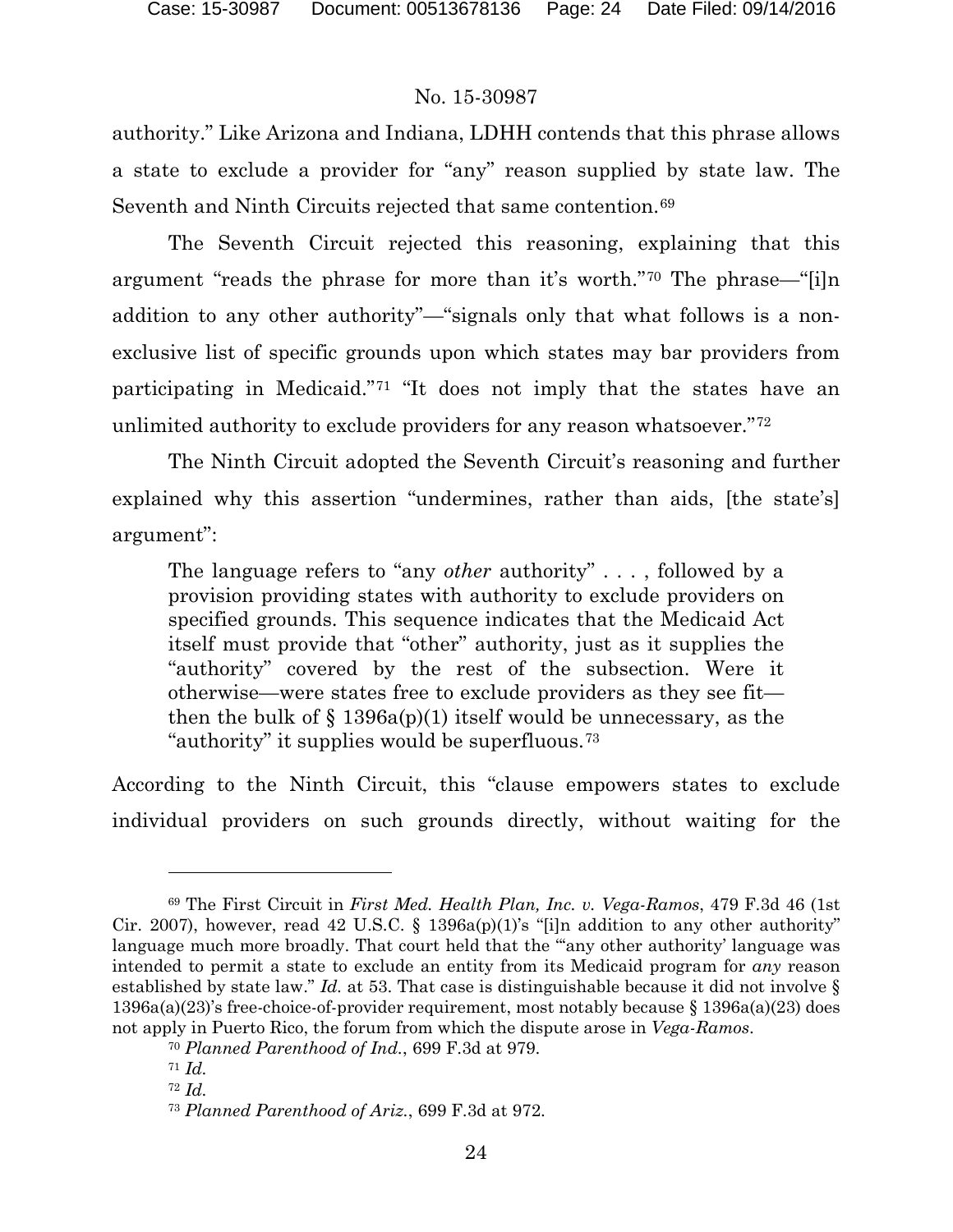authority." Like Arizona and Indiana, LDHH contends that this phrase allows a state to exclude a provider for "any" reason supplied by state law. The Seventh and Ninth Circuits rejected that same contention.[69]

The Seventh Circuit rejected this reasoning, explaining that this argument "reads the phrase for more than it's worth."[70] The phrase—"[i]n addition to any other authority"—"signals only that what follows is a non-exclusive list of specific grounds upon which states may bar providers from participating in Medicaid."[71] "It does not imply that the states have an unlimited authority to exclude providers for any reason whatsoever."[72]

The Ninth Circuit adopted the Seventh Circuit's reasoning and further explained why this assertion "undermines, rather than aids, [the state's] argument":

> The language refers to "any *other* authority" . . . , followed by a provision providing states with authority to exclude providers on specified grounds. This sequence indicates that the Medicaid Act itself must provide that "other" authority, just as it supplies the "authority" covered by the rest of the subsection. Were it otherwise—were states free to exclude providers as they see fit—then the bulk of § 1396a(p)(1) itself would be unnecessary, as the "authority" it supplies would be superfluous.[73]

According to the Ninth Circuit, this "clause empowers states to exclude individual providers on such grounds directly, without waiting for the

---

[69] The First Circuit in *First Med. Health Plan, Inc. v. Vega-Ramos*, 479 F.3d 46 (1st Cir. 2007), however, read 42 U.S.C. § 1396a(p)(1)'s "[i]n addition to any other authority" language much more broadly. That court held that the "'any other authority' language was intended to permit a state to exclude an entity from its Medicaid program for *any* reason established by state law." *Id.* at 53. That case is distinguishable because it did not involve § 1396a(a)(23)'s free-choice-of-provider requirement, most notably because § 1396a(a)(23) does not apply in Puerto Rico, the forum from which the dispute arose in *Vega-Ramos*.

[70] *Planned Parenthood of Ind.*, 699 F.3d at 979.

[71] *Id.*

[72] *Id.*

[73] *Planned Parenthood of Ariz.*, 699 F.3d at 972.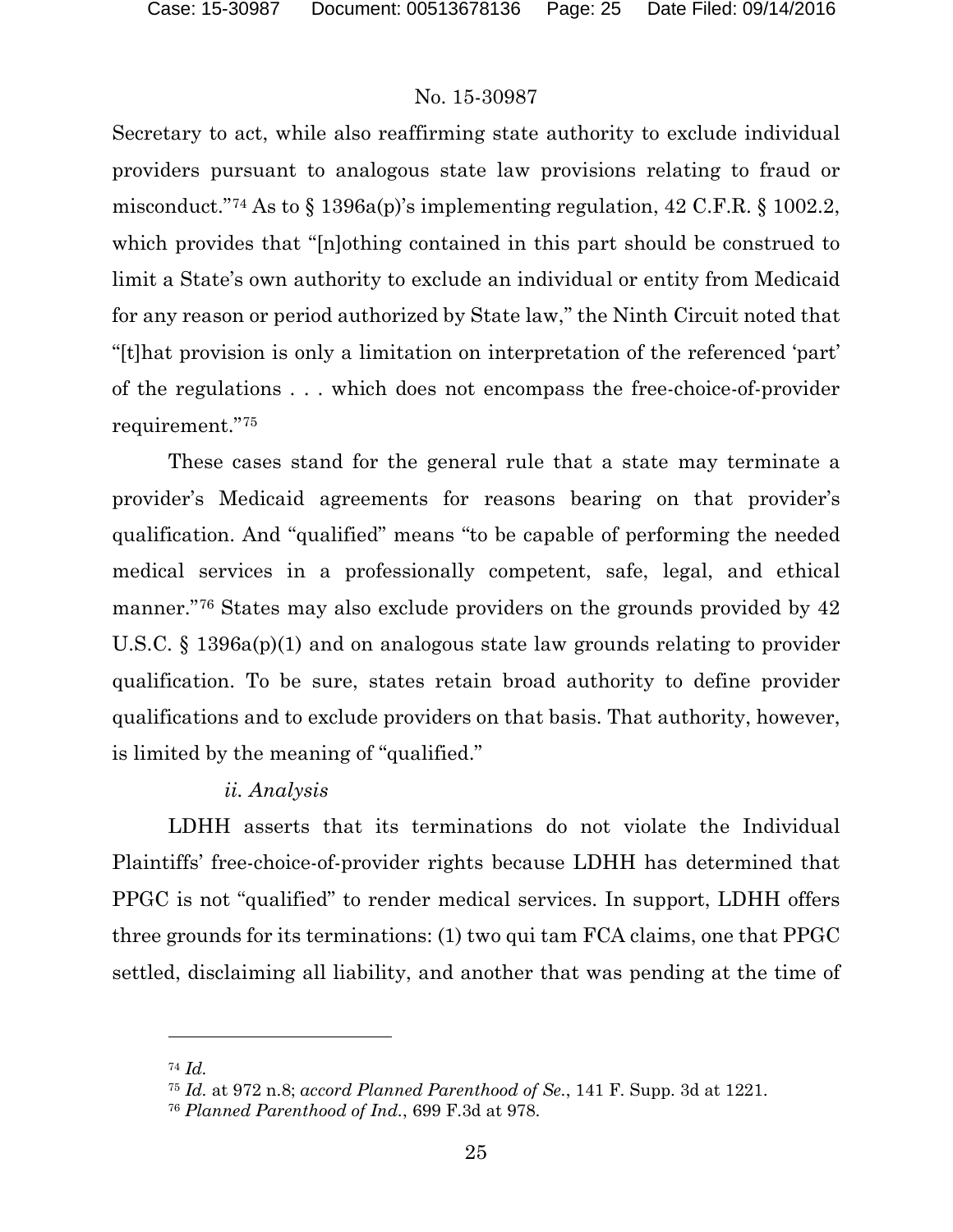Secretary to act, while also reaffirming state authority to exclude individual providers pursuant to analogous state law provisions relating to fraud or misconduct."[74] As to § 1396a(p)'s implementing regulation, 42 C.F.R. § 1002.2, which provides that "[n]othing contained in this part should be construed to limit a State's own authority to exclude an individual or entity from Medicaid for any reason or period authorized by State law," the Ninth Circuit noted that "[t]hat provision is only a limitation on interpretation of the referenced 'part' of the regulations . . . which does not encompass the free-choice-of-provider requirement."[75]

These cases stand for the general rule that a state may terminate a provider's Medicaid agreements for reasons bearing on that provider's qualification. And "qualified" means "to be capable of performing the needed medical services in a professionally competent, safe, legal, and ethical manner."[76] States may also exclude providers on the grounds provided by 42 U.S.C. § 1396a(p)(1) and on analogous state law grounds relating to provider qualification. To be sure, states retain broad authority to define provider qualifications and to exclude providers on that basis. That authority, however, is limited by the meaning of "qualified."

*ii. Analysis*

LDHH asserts that its terminations do not violate the Individual Plaintiffs' free-choice-of-provider rights because LDHH has determined that PPGC is not "qualified" to render medical services. In support, LDHH offers three grounds for its terminations: (1) two qui tam FCA claims, one that PPGC settled, disclaiming all liability, and another that was pending at the time of

---

[74] *Id.*

[75] *Id.* at 972 n.8; *accord Planned Parenthood of Se.*, 141 F. Supp. 3d at 1221.

[76] *Planned Parenthood of Ind.*, 699 F.3d at 978.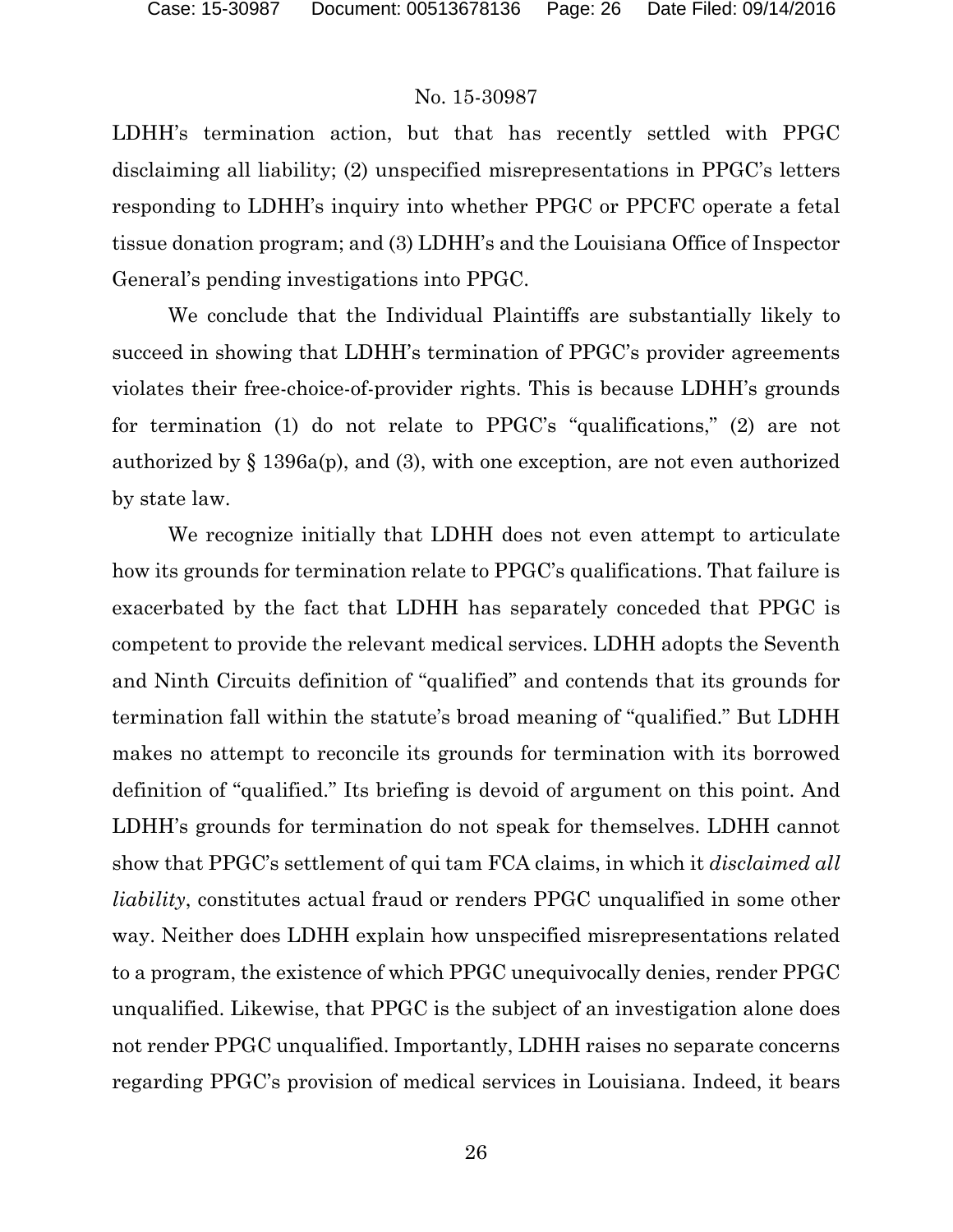LDHH's termination action, but that has recently settled with PPGC disclaiming all liability; (2) unspecified misrepresentations in PPGC's letters responding to LDHH's inquiry into whether PPGC or PPCFC operate a fetal tissue donation program; and (3) LDHH's and the Louisiana Office of Inspector General's pending investigations into PPGC.

We conclude that the Individual Plaintiffs are substantially likely to succeed in showing that LDHH's termination of PPGC's provider agreements violates their free-choice-of-provider rights. This is because LDHH's grounds for termination (1) do not relate to PPGC's "qualifications," (2) are not authorized by § 1396a(p), and (3), with one exception, are not even authorized by state law.

We recognize initially that LDHH does not even attempt to articulate how its grounds for termination relate to PPGC's qualifications. That failure is exacerbated by the fact that LDHH has separately conceded that PPGC is competent to provide the relevant medical services. LDHH adopts the Seventh and Ninth Circuits definition of "qualified" and contends that its grounds for termination fall within the statute's broad meaning of "qualified." But LDHH makes no attempt to reconcile its grounds for termination with its borrowed definition of "qualified." Its briefing is devoid of argument on this point. And LDHH's grounds for termination do not speak for themselves. LDHH cannot show that PPGC's settlement of qui tam FCA claims, in which it *disclaimed all liability*, constitutes actual fraud or renders PPGC unqualified in some other way. Neither does LDHH explain how unspecified misrepresentations related to a program, the existence of which PPGC unequivocally denies, render PPGC unqualified. Likewise, that PPGC is the subject of an investigation alone does not render PPGC unqualified. Importantly, LDHH raises no separate concerns regarding PPGC's provision of medical services in Louisiana. Indeed, it bears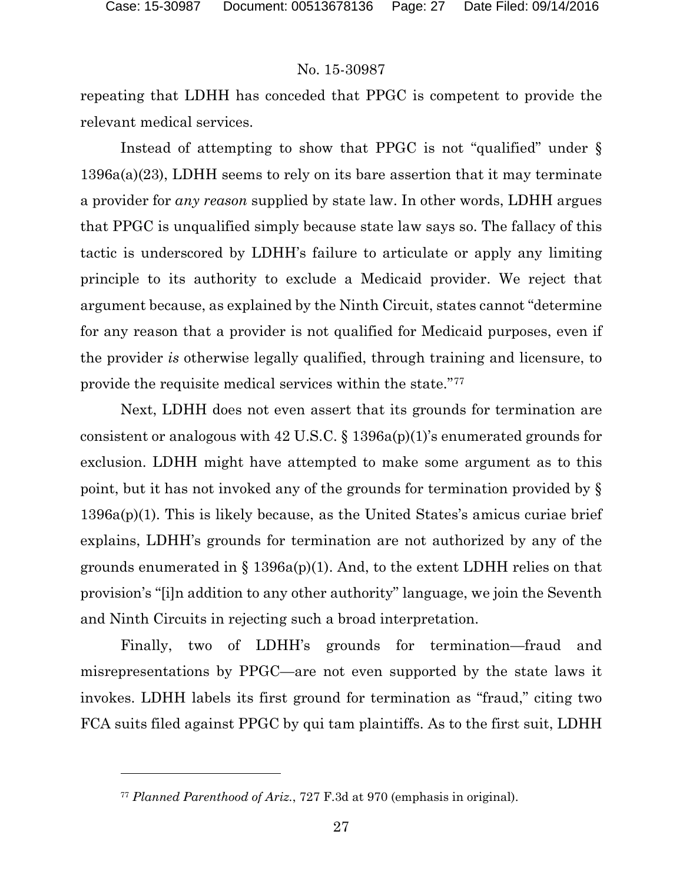repeating that LDHH has conceded that PPGC is competent to provide the relevant medical services.

Instead of attempting to show that PPGC is not "qualified" under § 1396a(a)(23), LDHH seems to rely on its bare assertion that it may terminate a provider for *any reason* supplied by state law. In other words, LDHH argues that PPGC is unqualified simply because state law says so. The fallacy of this tactic is underscored by LDHH's failure to articulate or apply any limiting principle to its authority to exclude a Medicaid provider. We reject that argument because, as explained by the Ninth Circuit, states cannot "determine for any reason that a provider is not qualified for Medicaid purposes, even if the provider *is* otherwise legally qualified, through training and licensure, to provide the requisite medical services within the state."[77]

Next, LDHH does not even assert that its grounds for termination are consistent or analogous with 42 U.S.C. § 1396a(p)(1)'s enumerated grounds for exclusion. LDHH might have attempted to make some argument as to this point, but it has not invoked any of the grounds for termination provided by § 1396a(p)(1). This is likely because, as the United States's amicus curiae brief explains, LDHH's grounds for termination are not authorized by any of the grounds enumerated in § 1396a(p)(1). And, to the extent LDHH relies on that provision's "[i]n addition to any other authority" language, we join the Seventh and Ninth Circuits in rejecting such a broad interpretation.

Finally, two of LDHH's grounds for termination—fraud and misrepresentations by PPGC—are not even supported by the state laws it invokes. LDHH labels its first ground for termination as "fraud," citing two FCA suits filed against PPGC by qui tam plaintiffs. As to the first suit, LDHH

---

[77] *Planned Parenthood of Ariz.*, 727 F.3d at 970 (emphasis in original).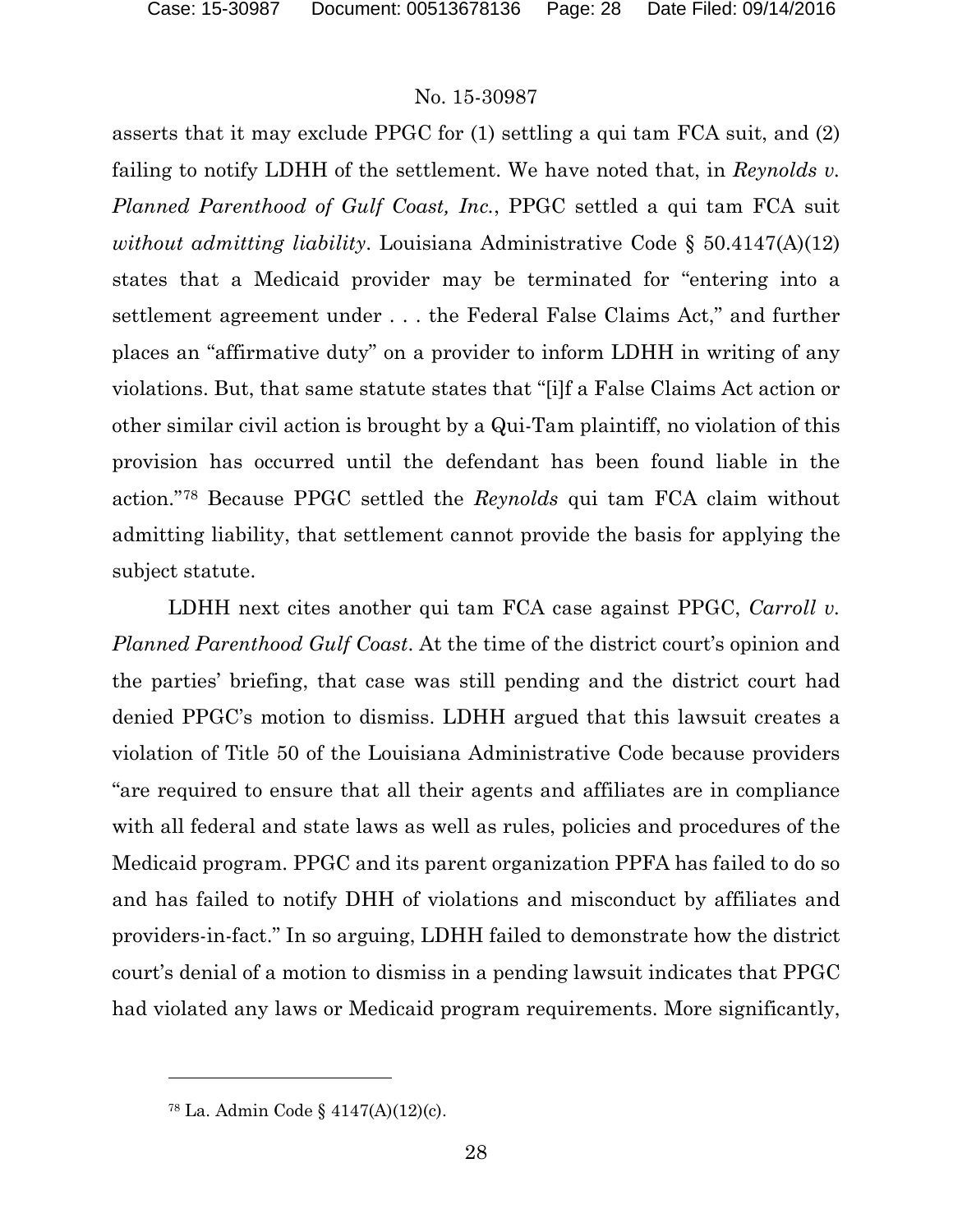asserts that it may exclude PPGC for (1) settling a qui tam FCA suit, and (2) failing to notify LDHH of the settlement. We have noted that, in *Reynolds v. Planned Parenthood of Gulf Coast, Inc.*, PPGC settled a qui tam FCA suit *without admitting liability*. Louisiana Administrative Code § 50.4147(A)(12) states that a Medicaid provider may be terminated for "entering into a settlement agreement under . . . the Federal False Claims Act," and further places an "affirmative duty" on a provider to inform LDHH in writing of any violations. But, that same statute states that "[i]f a False Claims Act action or other similar civil action is brought by a Qui-Tam plaintiff, no violation of this provision has occurred until the defendant has been found liable in the action."[78] Because PPGC settled the *Reynolds* qui tam FCA claim without admitting liability, that settlement cannot provide the basis for applying the subject statute.

LDHH next cites another qui tam FCA case against PPGC, *Carroll v. Planned Parenthood Gulf Coast*. At the time of the district court's opinion and the parties' briefing, that case was still pending and the district court had denied PPGC's motion to dismiss. LDHH argued that this lawsuit creates a violation of Title 50 of the Louisiana Administrative Code because providers "are required to ensure that all their agents and affiliates are in compliance with all federal and state laws as well as rules, policies and procedures of the Medicaid program. PPGC and its parent organization PPFA has failed to do so and has failed to notify DHH of violations and misconduct by affiliates and providers-in-fact." In so arguing, LDHH failed to demonstrate how the district court's denial of a motion to dismiss in a pending lawsuit indicates that PPGC had violated any laws or Medicaid program requirements. More significantly,

---

[78] La. Admin Code § 4147(A)(12)(c).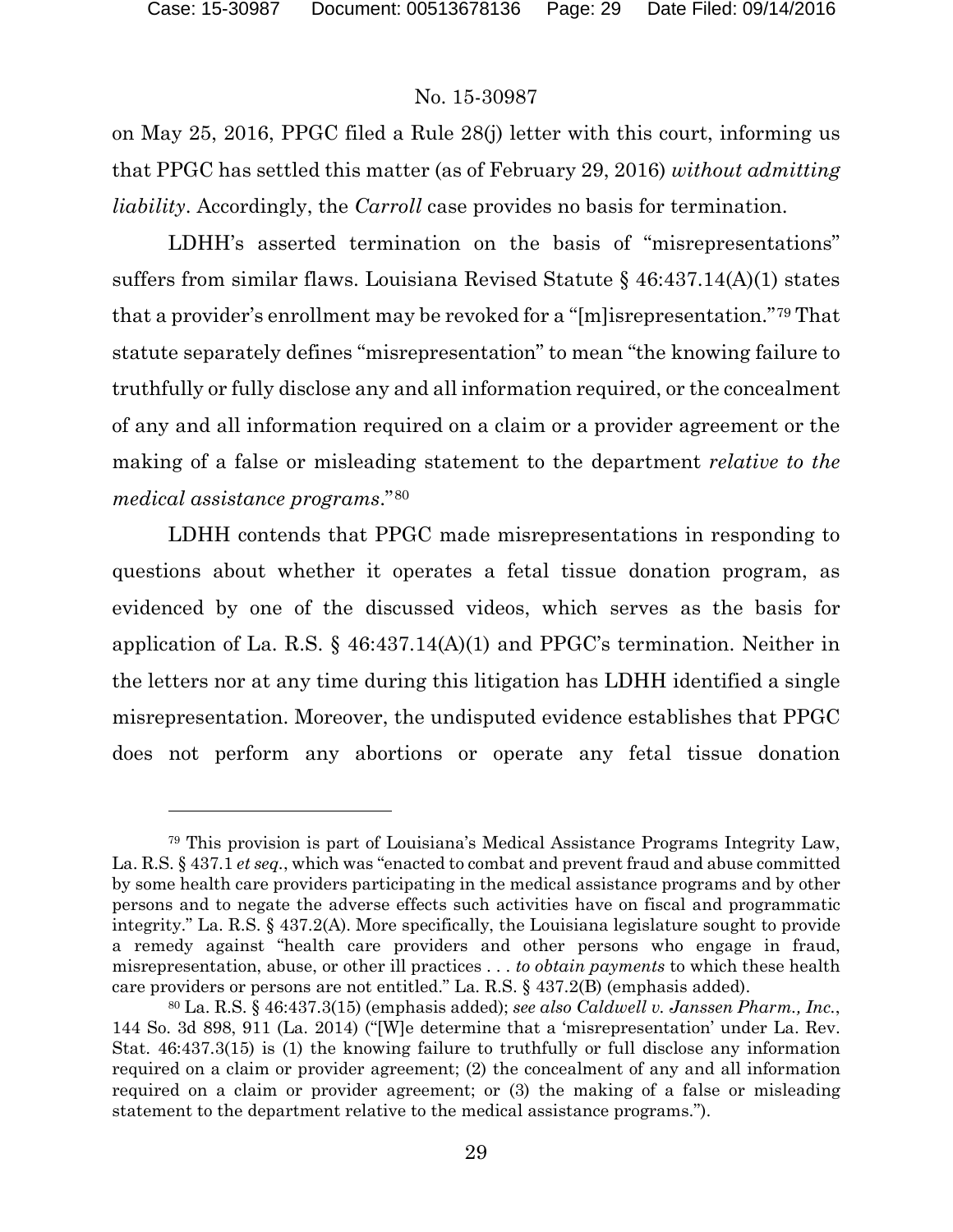on May 25, 2016, PPGC filed a Rule 28(j) letter with this court, informing us that PPGC has settled this matter (as of February 29, 2016) *without admitting liability*. Accordingly, the *Carroll* case provides no basis for termination.

LDHH's asserted termination on the basis of "misrepresentations" suffers from similar flaws. Louisiana Revised Statute § 46:437.14(A)(1) states that a provider's enrollment may be revoked for a "[m]isrepresentation."[79] That statute separately defines "misrepresentation" to mean "the knowing failure to truthfully or fully disclose any and all information required, or the concealment of any and all information required on a claim or a provider agreement or the making of a false or misleading statement to the department *relative to the medical assistance programs*."[80]

LDHH contends that PPGC made misrepresentations in responding to questions about whether it operates a fetal tissue donation program, as evidenced by one of the discussed videos, which serves as the basis for application of La. R.S. § 46:437.14(A)(1) and PPGC's termination. Neither in the letters nor at any time during this litigation has LDHH identified a single misrepresentation. Moreover, the undisputed evidence establishes that PPGC does not perform any abortions or operate any fetal tissue donation

---

[79] This provision is part of Louisiana's Medical Assistance Programs Integrity Law, La. R.S. § 437.1 *et seq.*, which was "enacted to combat and prevent fraud and abuse committed by some health care providers participating in the medical assistance programs and by other persons and to negate the adverse effects such activities have on fiscal and programmatic integrity." La. R.S. § 437.2(A). More specifically, the Louisiana legislature sought to provide a remedy against "health care providers and other persons who engage in fraud, misrepresentation, abuse, or other ill practices . . . *to obtain payments* to which these health care providers or persons are not entitled." La. R.S. § 437.2(B) (emphasis added).

[80] La. R.S. § 46:437.3(15) (emphasis added); *see also Caldwell v. Janssen Pharm., Inc.*, 144 So. 3d 898, 911 (La. 2014) ("[W]e determine that a 'misrepresentation' under La. Rev. Stat. 46:437.3(15) is (1) the knowing failure to truthfully or full disclose any information required on a claim or provider agreement; (2) the concealment of any and all information required on a claim or provider agreement; or (3) the making of a false or misleading statement to the department relative to the medical assistance programs.").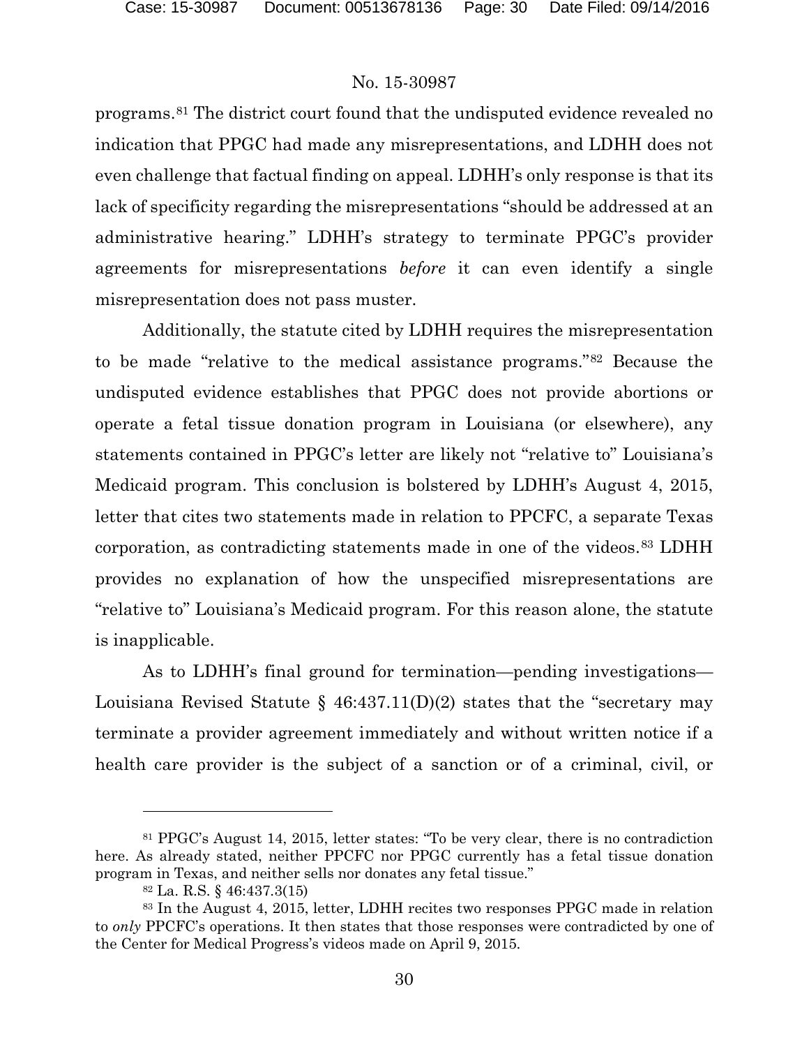programs.[81] The district court found that the undisputed evidence revealed no indication that PPGC had made any misrepresentations, and LDHH does not even challenge that factual finding on appeal. LDHH's only response is that its lack of specificity regarding the misrepresentations "should be addressed at an administrative hearing." LDHH's strategy to terminate PPGC's provider agreements for misrepresentations *before* it can even identify a single misrepresentation does not pass muster.

Additionally, the statute cited by LDHH requires the misrepresentation to be made "relative to the medical assistance programs."[82] Because the undisputed evidence establishes that PPGC does not provide abortions or operate a fetal tissue donation program in Louisiana (or elsewhere), any statements contained in PPGC's letter are likely not "relative to" Louisiana's Medicaid program. This conclusion is bolstered by LDHH's August 4, 2015, letter that cites two statements made in relation to PPCFC, a separate Texas corporation, as contradicting statements made in one of the videos.[83] LDHH provides no explanation of how the unspecified misrepresentations are "relative to" Louisiana's Medicaid program. For this reason alone, the statute is inapplicable.

As to LDHH's final ground for termination—pending investigations—Louisiana Revised Statute § 46:437.11(D)(2) states that the "secretary may terminate a provider agreement immediately and without written notice if a health care provider is the subject of a sanction or of a criminal, civil, or

---

[81] PPGC's August 14, 2015, letter states: "To be very clear, there is no contradiction here. As already stated, neither PPCFC nor PPGC currently has a fetal tissue donation program in Texas, and neither sells nor donates any fetal tissue."

[82] La. R.S. § 46:437.3(15)

[83] In the August 4, 2015, letter, LDHH recites two responses PPGC made in relation to *only* PPCFC's operations. It then states that those responses were contradicted by one of the Center for Medical Progress's videos made on April 9, 2015.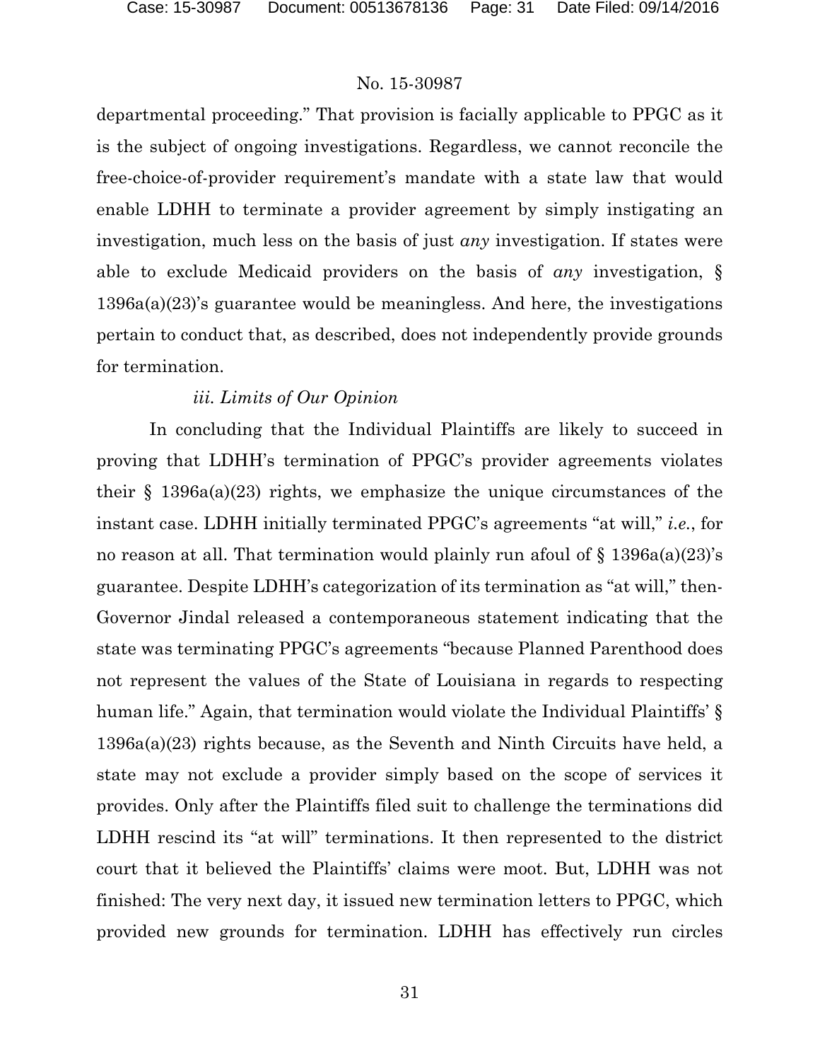departmental proceeding." That provision is facially applicable to PPGC as it is the subject of ongoing investigations. Regardless, we cannot reconcile the free-choice-of-provider requirement's mandate with a state law that would enable LDHH to terminate a provider agreement by simply instigating an investigation, much less on the basis of just *any* investigation. If states were able to exclude Medicaid providers on the basis of *any* investigation, § 1396a(a)(23)'s guarantee would be meaningless. And here, the investigations pertain to conduct that, as described, does not independently provide grounds for termination.

*iii. Limits of Our Opinion*

In concluding that the Individual Plaintiffs are likely to succeed in proving that LDHH's termination of PPGC's provider agreements violates their § 1396a(a)(23) rights, we emphasize the unique circumstances of the instant case. LDHH initially terminated PPGC's agreements "at will," *i.e.*, for no reason at all. That termination would plainly run afoul of § 1396a(a)(23)'s guarantee. Despite LDHH's categorization of its termination as "at will," then-Governor Jindal released a contemporaneous statement indicating that the state was terminating PPGC's agreements "because Planned Parenthood does not represent the values of the State of Louisiana in regards to respecting human life." Again, that termination would violate the Individual Plaintiffs' § 1396a(a)(23) rights because, as the Seventh and Ninth Circuits have held, a state may not exclude a provider simply based on the scope of services it provides. Only after the Plaintiffs filed suit to challenge the terminations did LDHH rescind its "at will" terminations. It then represented to the district court that it believed the Plaintiffs' claims were moot. But, LDHH was not finished: The very next day, it issued new termination letters to PPGC, which provided new grounds for termination. LDHH has effectively run circles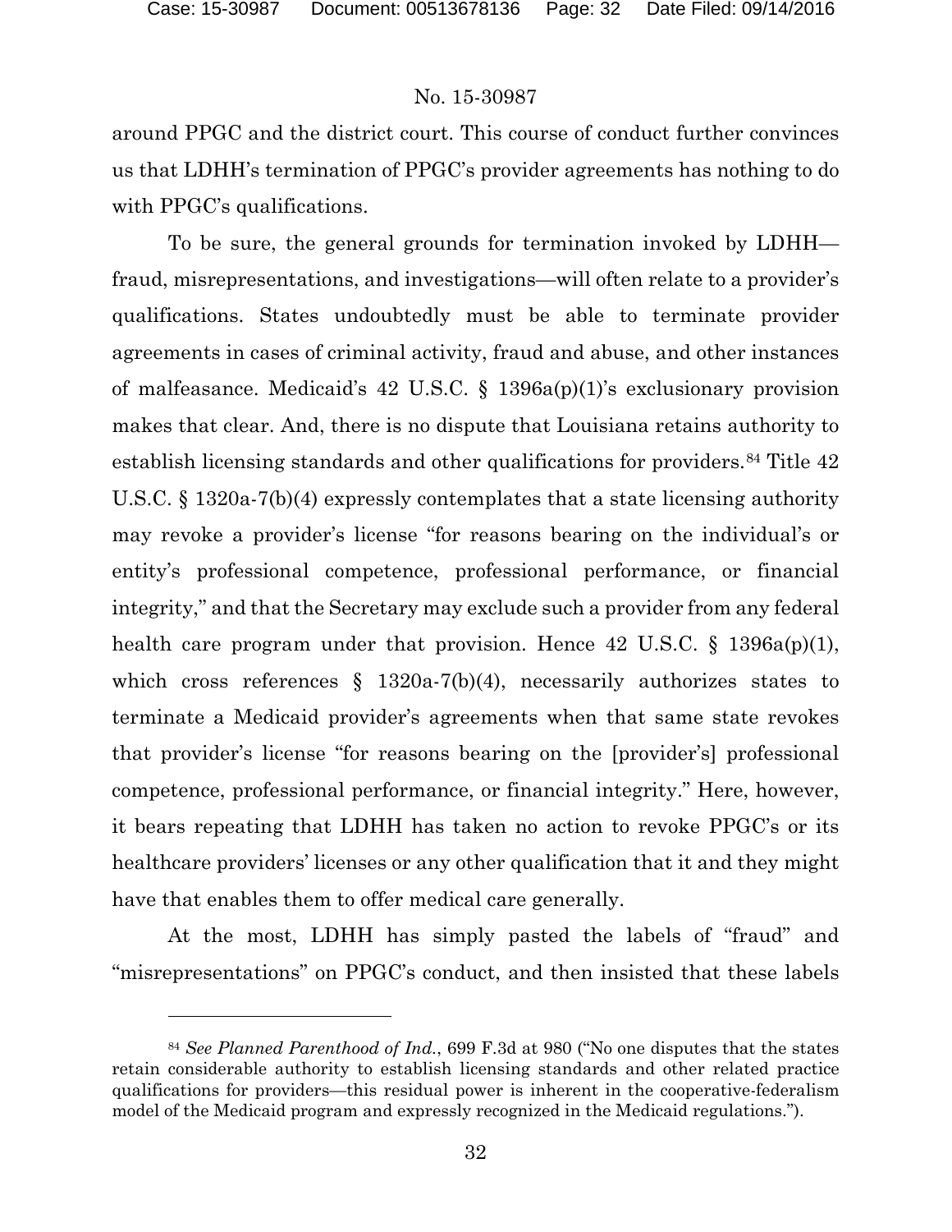around PPGC and the district court. This course of conduct further convinces us that LDHH's termination of PPGC's provider agreements has nothing to do with PPGC's qualifications.

To be sure, the general grounds for termination invoked by LDHH—fraud, misrepresentations, and investigations—will often relate to a provider's qualifications. States undoubtedly must be able to terminate provider agreements in cases of criminal activity, fraud and abuse, and other instances of malfeasance. Medicaid's 42 U.S.C. § 1396a(p)(1)'s exclusionary provision makes that clear. And, there is no dispute that Louisiana retains authority to establish licensing standards and other qualifications for providers.[84] Title 42 U.S.C. § 1320a-7(b)(4) expressly contemplates that a state licensing authority may revoke a provider's license "for reasons bearing on the individual's or entity's professional competence, professional performance, or financial integrity," and that the Secretary may exclude such a provider from any federal health care program under that provision. Hence 42 U.S.C. § 1396a(p)(1), which cross references § 1320a-7(b)(4), necessarily authorizes states to terminate a Medicaid provider's agreements when that same state revokes that provider's license "for reasons bearing on the [provider's] professional competence, professional performance, or financial integrity." Here, however, it bears repeating that LDHH has taken no action to revoke PPGC's or its healthcare providers' licenses or any other qualification that it and they might have that enables them to offer medical care generally.

At the most, LDHH has simply pasted the labels of "fraud" and "misrepresentations" on PPGC's conduct, and then insisted that these labels

---

[84] *See Planned Parenthood of Ind.*, 699 F.3d at 980 ("No one disputes that the states retain considerable authority to establish licensing standards and other related practice qualifications for providers—this residual power is inherent in the cooperative-federalism model of the Medicaid program and expressly recognized in the Medicaid regulations.").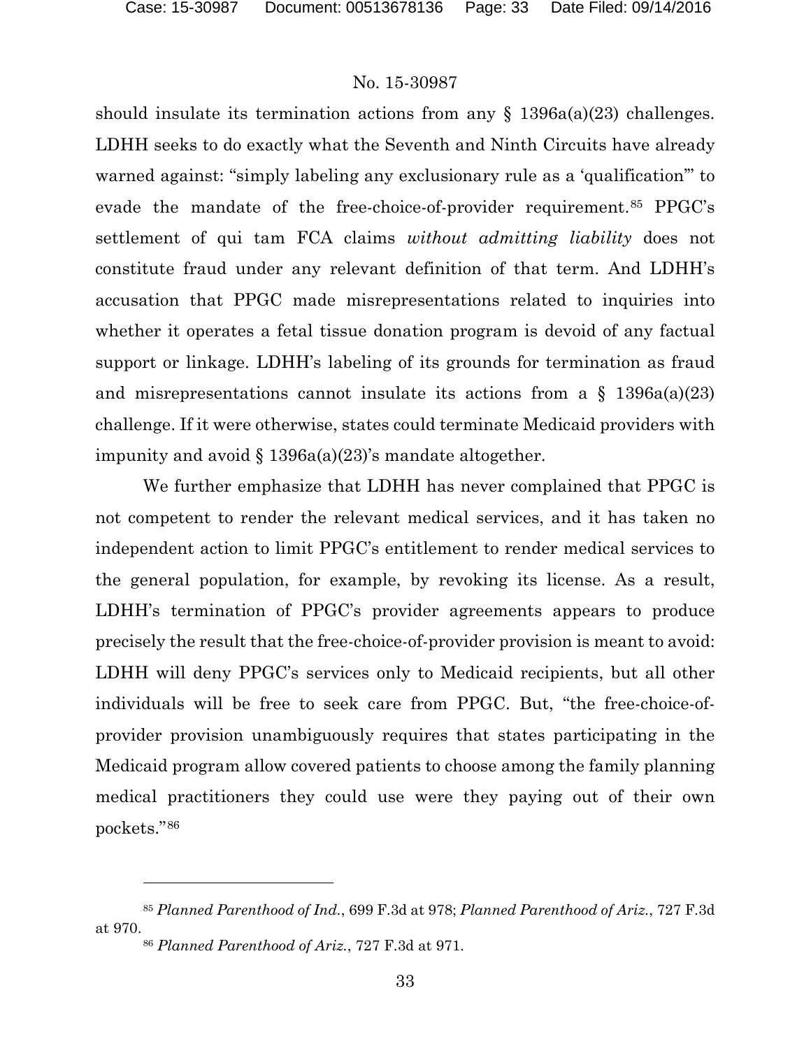should insulate its termination actions from any § 1396a(a)(23) challenges. LDHH seeks to do exactly what the Seventh and Ninth Circuits have already warned against: "simply labeling any exclusionary rule as a 'qualification'" to evade the mandate of the free-choice-of-provider requirement.[85] PPGC's settlement of qui tam FCA claims *without admitting liability* does not constitute fraud under any relevant definition of that term. And LDHH's accusation that PPGC made misrepresentations related to inquiries into whether it operates a fetal tissue donation program is devoid of any factual support or linkage. LDHH's labeling of its grounds for termination as fraud and misrepresentations cannot insulate its actions from a § 1396a(a)(23) challenge. If it were otherwise, states could terminate Medicaid providers with impunity and avoid § 1396a(a)(23)'s mandate altogether.

We further emphasize that LDHH has never complained that PPGC is not competent to render the relevant medical services, and it has taken no independent action to limit PPGC's entitlement to render medical services to the general population, for example, by revoking its license. As a result, LDHH's termination of PPGC's provider agreements appears to produce precisely the result that the free-choice-of-provider provision is meant to avoid: LDHH will deny PPGC's services only to Medicaid recipients, but all other individuals will be free to seek care from PPGC. But, "the free-choice-of-provider provision unambiguously requires that states participating in the Medicaid program allow covered patients to choose among the family planning medical practitioners they could use were they paying out of their own pockets."[86]

---

[85] *Planned Parenthood of Ind.*, 699 F.3d at 978; *Planned Parenthood of Ariz.*, 727 F.3d at 970.

[86] *Planned Parenthood of Ariz.*, 727 F.3d at 971.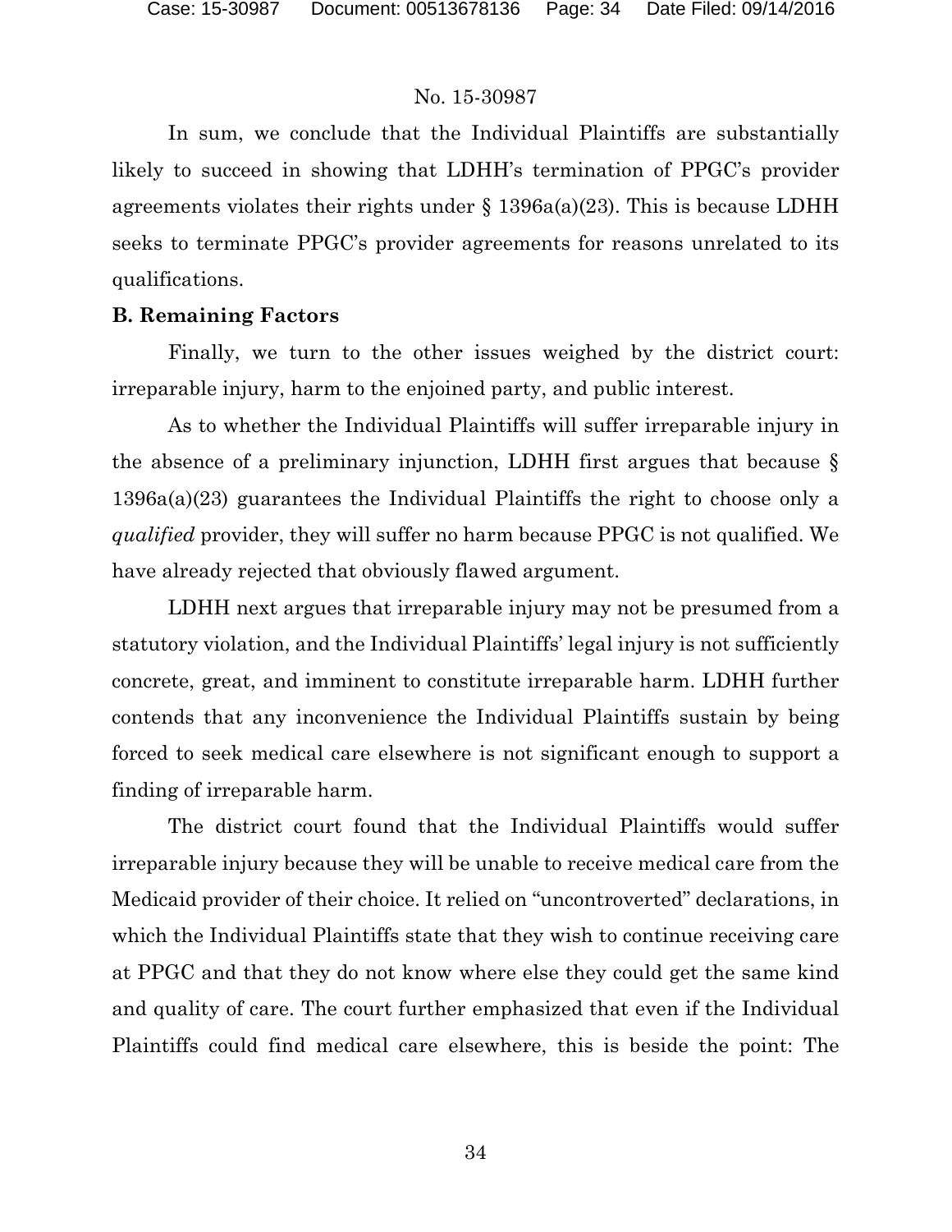In sum, we conclude that the Individual Plaintiffs are substantially likely to succeed in showing that LDHH's termination of PPGC's provider agreements violates their rights under § 1396a(a)(23). This is because LDHH seeks to terminate PPGC's provider agreements for reasons unrelated to its qualifications.

**B. Remaining Factors**

Finally, we turn to the other issues weighed by the district court: irreparable injury, harm to the enjoined party, and public interest.

As to whether the Individual Plaintiffs will suffer irreparable injury in the absence of a preliminary injunction, LDHH first argues that because § 1396a(a)(23) guarantees the Individual Plaintiffs the right to choose only a *qualified* provider, they will suffer no harm because PPGC is not qualified. We have already rejected that obviously flawed argument.

LDHH next argues that irreparable injury may not be presumed from a statutory violation, and the Individual Plaintiffs' legal injury is not sufficiently concrete, great, and imminent to constitute irreparable harm. LDHH further contends that any inconvenience the Individual Plaintiffs sustain by being forced to seek medical care elsewhere is not significant enough to support a finding of irreparable harm.

The district court found that the Individual Plaintiffs would suffer irreparable injury because they will be unable to receive medical care from the Medicaid provider of their choice. It relied on "uncontroverted" declarations, in which the Individual Plaintiffs state that they wish to continue receiving care at PPGC and that they do not know where else they could get the same kind and quality of care. The court further emphasized that even if the Individual Plaintiffs could find medical care elsewhere, this is beside the point: The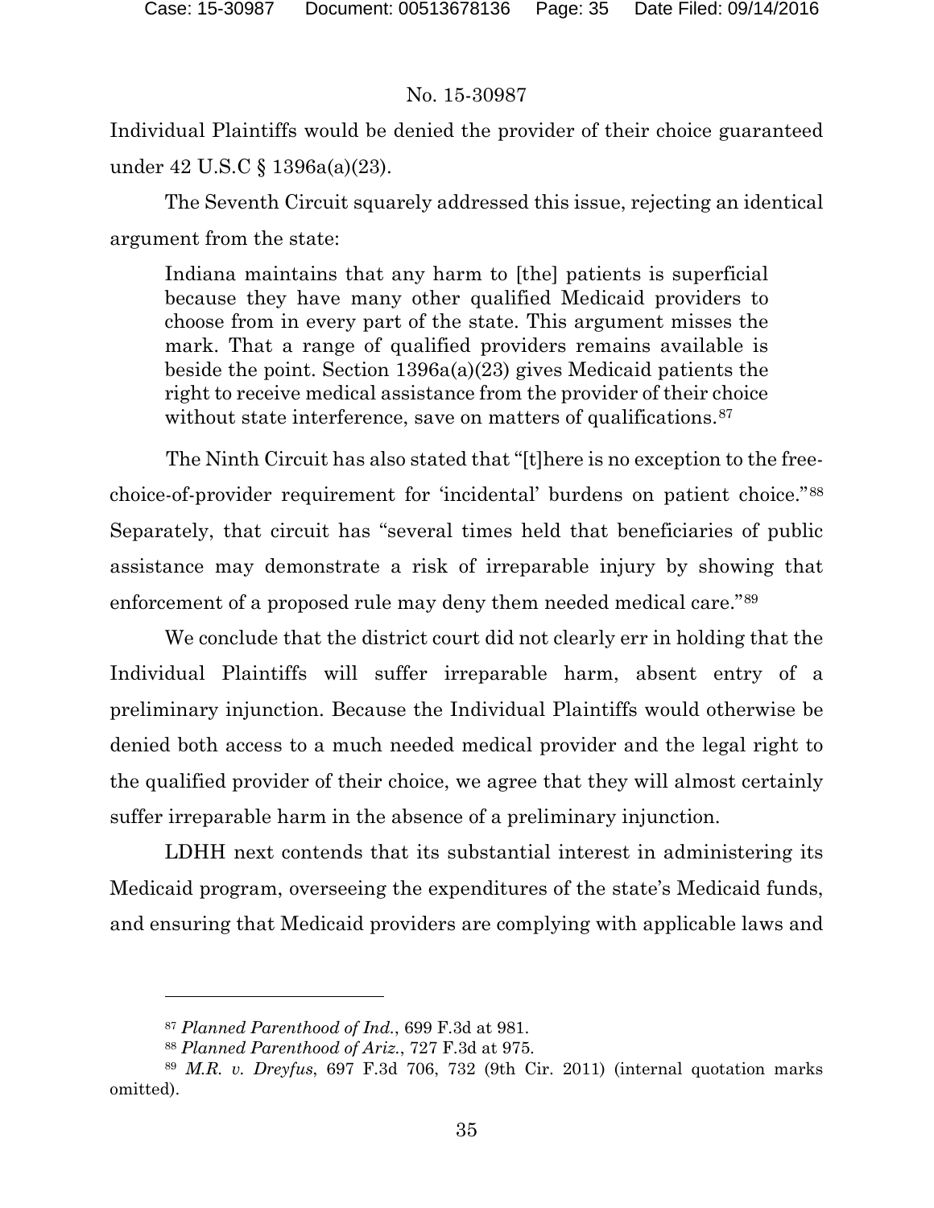Individual Plaintiffs would be denied the provider of their choice guaranteed under 42 U.S.C § 1396a(a)(23).

The Seventh Circuit squarely addressed this issue, rejecting an identical argument from the state:

> Indiana maintains that any harm to [the] patients is superficial because they have many other qualified Medicaid providers to choose from in every part of the state. This argument misses the mark. That a range of qualified providers remains available is beside the point. Section 1396a(a)(23) gives Medicaid patients the right to receive medical assistance from the provider of their choice without state interference, save on matters of qualifications.[87]

The Ninth Circuit has also stated that "[t]here is no exception to the free-choice-of-provider requirement for 'incidental' burdens on patient choice."[88] Separately, that circuit has "several times held that beneficiaries of public assistance may demonstrate a risk of irreparable injury by showing that enforcement of a proposed rule may deny them needed medical care."[89]

We conclude that the district court did not clearly err in holding that the Individual Plaintiffs will suffer irreparable harm, absent entry of a preliminary injunction. Because the Individual Plaintiffs would otherwise be denied both access to a much needed medical provider and the legal right to the qualified provider of their choice, we agree that they will almost certainly suffer irreparable harm in the absence of a preliminary injunction.

LDHH next contends that its substantial interest in administering its Medicaid program, overseeing the expenditures of the state's Medicaid funds, and ensuring that Medicaid providers are complying with applicable laws and

---

[87] *Planned Parenthood of Ind.*, 699 F.3d at 981.

[88] *Planned Parenthood of Ariz.*, 727 F.3d at 975.

[89] *M.R. v. Dreyfus*, 697 F.3d 706, 732 (9th Cir. 2011) (internal quotation marks omitted).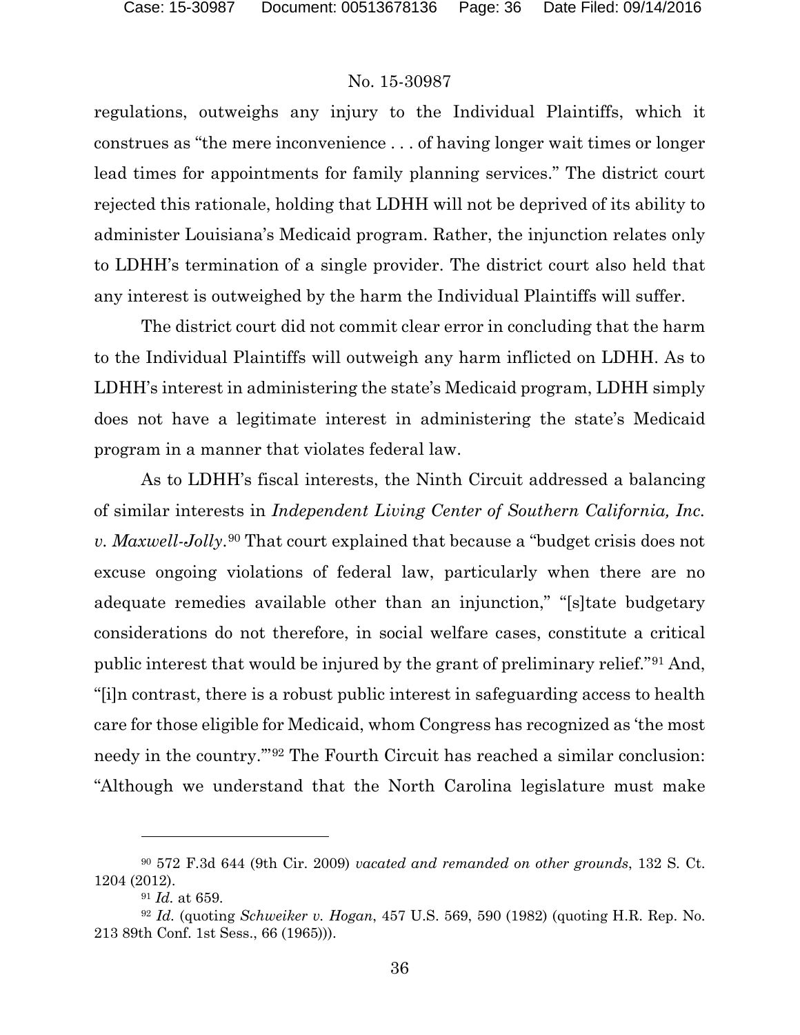regulations, outweighs any injury to the Individual Plaintiffs, which it construes as "the mere inconvenience . . . of having longer wait times or longer lead times for appointments for family planning services." The district court rejected this rationale, holding that LDHH will not be deprived of its ability to administer Louisiana's Medicaid program. Rather, the injunction relates only to LDHH's termination of a single provider. The district court also held that any interest is outweighed by the harm the Individual Plaintiffs will suffer.

The district court did not commit clear error in concluding that the harm to the Individual Plaintiffs will outweigh any harm inflicted on LDHH. As to LDHH's interest in administering the state's Medicaid program, LDHH simply does not have a legitimate interest in administering the state's Medicaid program in a manner that violates federal law.

As to LDHH's fiscal interests, the Ninth Circuit addressed a balancing of similar interests in *Independent Living Center of Southern California, Inc. v. Maxwell-Jolly*.[90] That court explained that because a "budget crisis does not excuse ongoing violations of federal law, particularly when there are no adequate remedies available other than an injunction," "[s]tate budgetary considerations do not therefore, in social welfare cases, constitute a critical public interest that would be injured by the grant of preliminary relief."[91] And, "[i]n contrast, there is a robust public interest in safeguarding access to health care for those eligible for Medicaid, whom Congress has recognized as 'the most needy in the country.'"[92] The Fourth Circuit has reached a similar conclusion: "Although we understand that the North Carolina legislature must make

---

[90] 572 F.3d 644 (9th Cir. 2009) *vacated and remanded on other grounds*, 132 S. Ct. 1204 (2012).

[91] *Id.* at 659.

[92] *Id.* (quoting *Schweiker v. Hogan*, 457 U.S. 569, 590 (1982) (quoting H.R. Rep. No. 213 89th Conf. 1st Sess., 66 (1965))).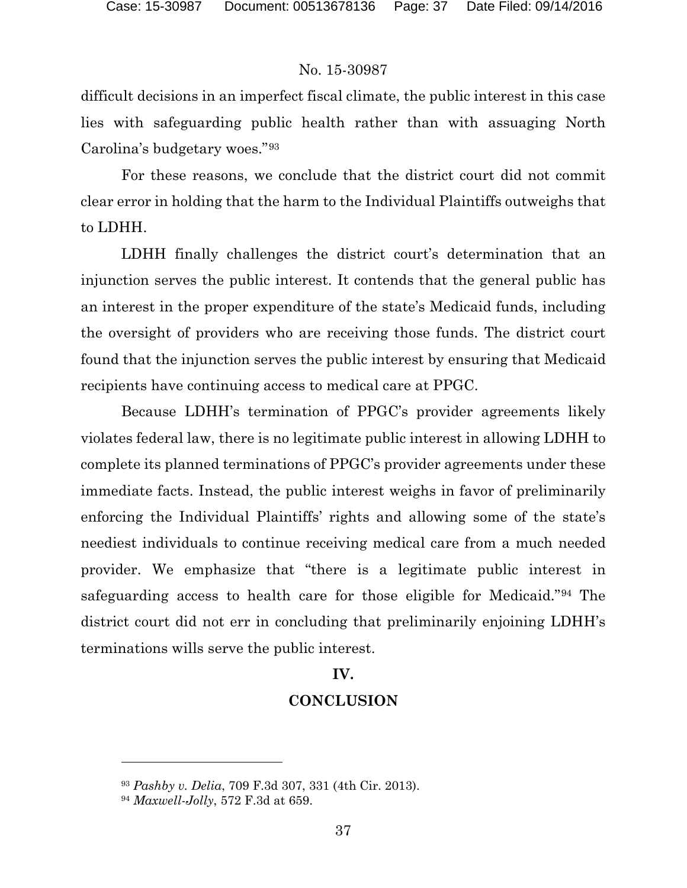difficult decisions in an imperfect fiscal climate, the public interest in this case lies with safeguarding public health rather than with assuaging North Carolina's budgetary woes."[93]

For these reasons, we conclude that the district court did not commit clear error in holding that the harm to the Individual Plaintiffs outweighs that to LDHH.

LDHH finally challenges the district court's determination that an injunction serves the public interest. It contends that the general public has an interest in the proper expenditure of the state's Medicaid funds, including the oversight of providers who are receiving those funds. The district court found that the injunction serves the public interest by ensuring that Medicaid recipients have continuing access to medical care at PPGC.

Because LDHH's termination of PPGC's provider agreements likely violates federal law, there is no legitimate public interest in allowing LDHH to complete its planned terminations of PPGC's provider agreements under these immediate facts. Instead, the public interest weighs in favor of preliminarily enforcing the Individual Plaintiffs' rights and allowing some of the state's neediest individuals to continue receiving medical care from a much needed provider. We emphasize that "there is a legitimate public interest in safeguarding access to health care for those eligible for Medicaid."[94] The district court did not err in concluding that preliminarily enjoining LDHH's terminations wills serve the public interest.

## IV.

## CONCLUSION

---

[93] *Pashby v. Delia*, 709 F.3d 307, 331 (4th Cir. 2013).

[94] *Maxwell-Jolly*, 572 F.3d at 659.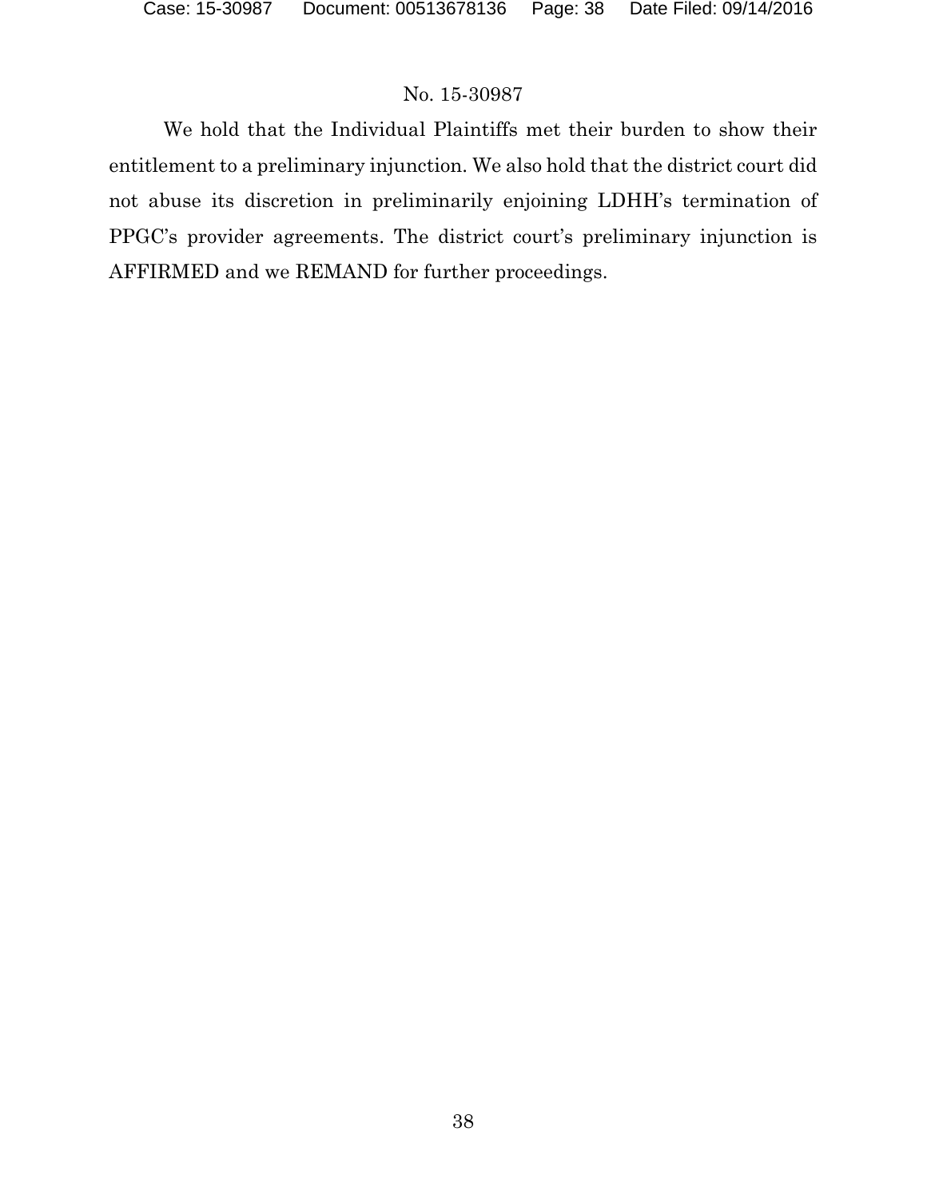No. 15-30987

We hold that the Individual Plaintiffs met their burden to show their entitlement to a preliminary injunction. We also hold that the district court did not abuse its discretion in preliminarily enjoining LDHH's termination of PPGC's provider agreements. The district court's preliminary injunction is AFFIRMED and we REMAND for further proceedings.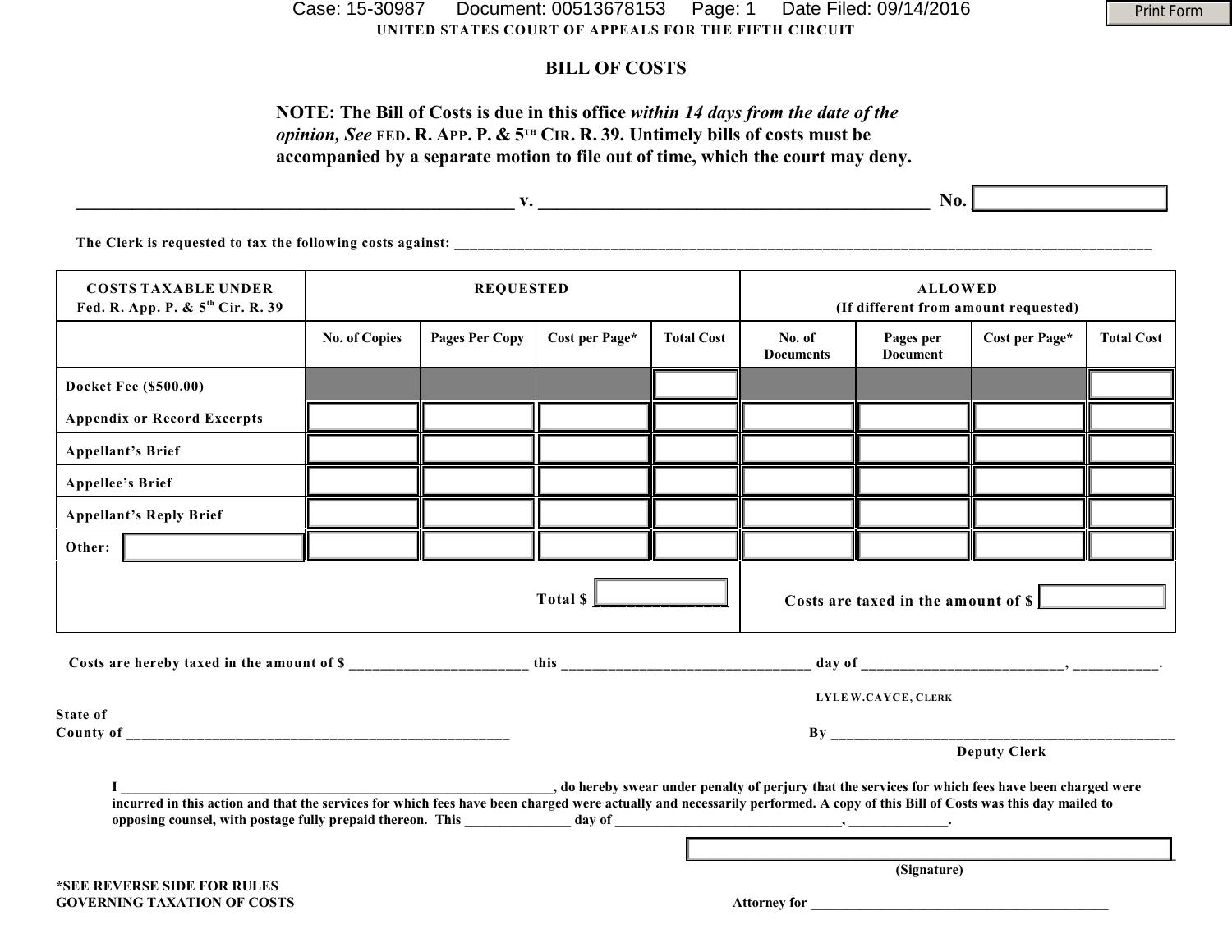UNITED STATES COURT OF APPEALS FOR THE FIFTH CIRCUIT

# BILL OF COSTS

**NOTE: The Bill of Costs is due in this office *within 14 days from the date of the opinion, See* FED. R. APP. P. & 5TH CIR. R. 39. Untimely bills of costs must be accompanied by a separate motion to file out of time, which the court may deny.**

______________________________________________ v. ______________________________________________ No. ____________

The Clerk is requested to tax the following costs against: ______________________________________________

| COSTS TAXABLE UNDER Fed. R. App. P. & 5th Cir. R. 39 | REQUESTED | | | | ALLOWED (If different from amount requested) | | | |
|---|---|---|---|---|---|---|---|---|
| | No. of Copies | Pages Per Copy | Cost per Page* | Total Cost | No. of Documents | Pages per Document | Cost per Page* | Total Cost |
| Docket Fee ($500.00) | | | | | | | | |
| Appendix or Record Excerpts | | | | | | | | |
| Appellant's Brief | | | | | | | | |
| Appellee's Brief | | | | | | | | |
| Appellant's Reply Brief | | | | | | | | |
| Other: | | | | | | | | |
| | | | | Total $ ________ | | | | Costs are taxed in the amount of $ ________ |

Costs are hereby taxed in the amount of $ ____________________ this ____________________ day of ____________________, __________.

LYLE W. CAYCE, CLERK

State of

County of ______________________________________________

By ______________________________________________

Deputy Clerk

I ______________________________________________, do hereby swear under penalty of perjury that the services for which fees have been charged were incurred in this action and that the services for which fees have been charged were actually and necessarily performed. A copy of this Bill of Costs was this day mailed to opposing counsel, with postage fully prepaid thereon. This ____________ day of ____________________, __________.

______________________________________________

(Signature)

*SEE REVERSE SIDE FOR RULES GOVERNING TAXATION OF COSTS

Attorney for ______________________________________________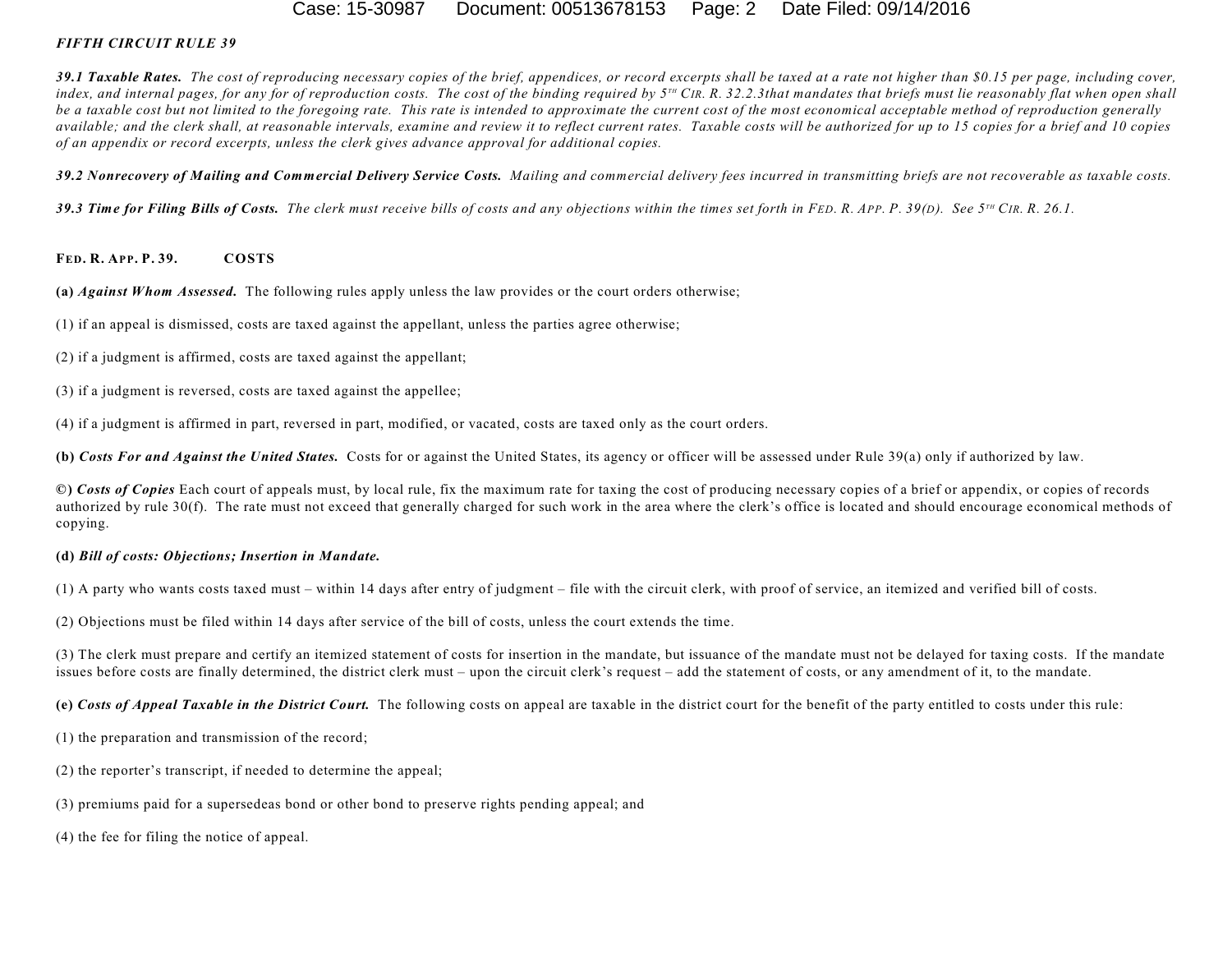***FIFTH CIRCUIT RULE 39***

***39.1 Taxable Rates.*** *The cost of reproducing necessary copies of the brief, appendices, or record excerpts shall be taxed at a rate not higher than $0.15 per page, including cover, index, and internal pages, for any for of reproduction costs. The cost of the binding required by 5TH CIR. R. 32.2.3that mandates that briefs must lie reasonably flat when open shall be a taxable cost but not limited to the foregoing rate. This rate is intended to approximate the current cost of the most economical acceptable method of reproduction generally available; and the clerk shall, at reasonable intervals, examine and review it to reflect current rates. Taxable costs will be authorized for up to 15 copies for a brief and 10 copies of an appendix or record excerpts, unless the clerk gives advance approval for additional copies.*

***39.2 Nonrecovery of Mailing and Commercial Delivery Service Costs.*** *Mailing and commercial delivery fees incurred in transmitting briefs are not recoverable as taxable costs.*

***39.3 Time for Filing Bills of Costs.*** *The clerk must receive bills of costs and any objections within the times set forth in FED. R. APP. P. 39(D). See 5TH CIR. R. 26.1.*

**FED. R. APP. P. 39. COSTS**

**(a)** ***Against Whom Assessed.*** The following rules apply unless the law provides or the court orders otherwise;

(1) if an appeal is dismissed, costs are taxed against the appellant, unless the parties agree otherwise;

(2) if a judgment is affirmed, costs are taxed against the appellant;

(3) if a judgment is reversed, costs are taxed against the appellee;

(4) if a judgment is affirmed in part, reversed in part, modified, or vacated, costs are taxed only as the court orders.

**(b)** ***Costs For and Against the United States.*** Costs for or against the United States, its agency or officer will be assessed under Rule 39(a) only if authorized by law.

**©)** ***Costs of Copies*** Each court of appeals must, by local rule, fix the maximum rate for taxing the cost of producing necessary copies of a brief or appendix, or copies of records authorized by rule 30(f). The rate must not exceed that generally charged for such work in the area where the clerk's office is located and should encourage economical methods of copying.

**(d)** ***Bill of costs: Objections; Insertion in Mandate.***

(1) A party who wants costs taxed must – within 14 days after entry of judgment – file with the circuit clerk, with proof of service, an itemized and verified bill of costs.

(2) Objections must be filed within 14 days after service of the bill of costs, unless the court extends the time.

(3) The clerk must prepare and certify an itemized statement of costs for insertion in the mandate, but issuance of the mandate must not be delayed for taxing costs. If the mandate issues before costs are finally determined, the district clerk must – upon the circuit clerk's request – add the statement of costs, or any amendment of it, to the mandate.

**(e)** ***Costs of Appeal Taxable in the District Court.*** The following costs on appeal are taxable in the district court for the benefit of the party entitled to costs under this rule:

(1) the preparation and transmission of the record;

(2) the reporter's transcript, if needed to determine the appeal;

(3) premiums paid for a supersedeas bond or other bond to preserve rights pending appeal; and

(4) the fee for filing the notice of appeal.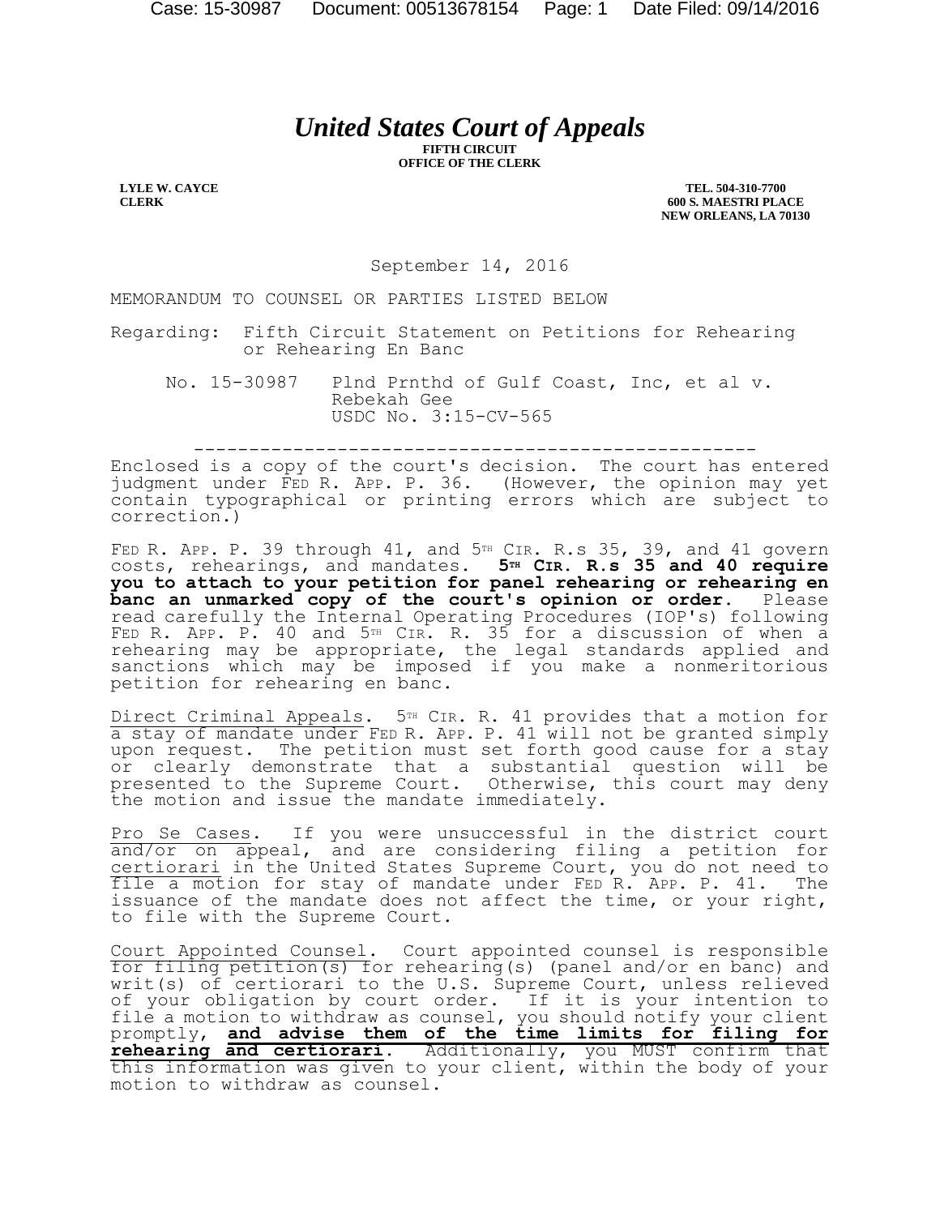# *United States Court of Appeals*

**FIFTH CIRCUIT**
**OFFICE OF THE CLERK**

**LYLE W. CAYCE**
**CLERK**

**TEL. 504-310-7700**
**600 S. MAESTRI PLACE**
**NEW ORLEANS, LA 70130**

September 14, 2016

MEMORANDUM TO COUNSEL OR PARTIES LISTED BELOW

Regarding: Fifth Circuit Statement on Petitions for Rehearing or Rehearing En Banc

No. 15-30987 Plnd Prnthd of Gulf Coast, Inc, et al v. Rebekah Gee
USDC No. 3:15-CV-565

---

Enclosed is a copy of the court's decision. The court has entered judgment under FED R. APP. P. 36. (However, the opinion may yet contain typographical or printing errors which are subject to correction.)

FED R. APP. P. 39 through 41, and 5TH CIR. R.s 35, 39, and 41 govern costs, rehearings, and mandates. **5TH CIR. R.s 35 and 40 require you to attach to your petition for panel rehearing or rehearing en banc an unmarked copy of the court's opinion or order.** Please read carefully the Internal Operating Procedures (IOP's) following FED R. APP. P. 40 and 5TH CIR. R. 35 for a discussion of when a rehearing may be appropriate, the legal standards applied and sanctions which may be imposed if you make a nonmeritorious petition for rehearing en banc.

Direct Criminal Appeals. 5TH CIR. R. 41 provides that a motion for a stay of mandate under FED R. APP. P. 41 will not be granted simply upon request. The petition must set forth good cause for a stay or clearly demonstrate that a substantial question will be presented to the Supreme Court. Otherwise, this court may deny the motion and issue the mandate immediately.

Pro Se Cases. If you were unsuccessful in the district court and/or on appeal, and are considering filing a petition for certiorari in the United States Supreme Court, you do not need to file a motion for stay of mandate under FED R. APP. P. 41. The issuance of the mandate does not affect the time, or your right, to file with the Supreme Court.

Court Appointed Counsel. Court appointed counsel is responsible for filing petition(s) for rehearing(s) (panel and/or en banc) and writ(s) of certiorari to the U.S. Supreme Court, unless relieved of your obligation by court order. If it is your intention to file a motion to withdraw as counsel, you should notify your client promptly, **and advise them of the time limits for filing for rehearing and certiorari**. Additionally, you MUST confirm that this information was given to your client, within the body of your motion to withdraw as counsel.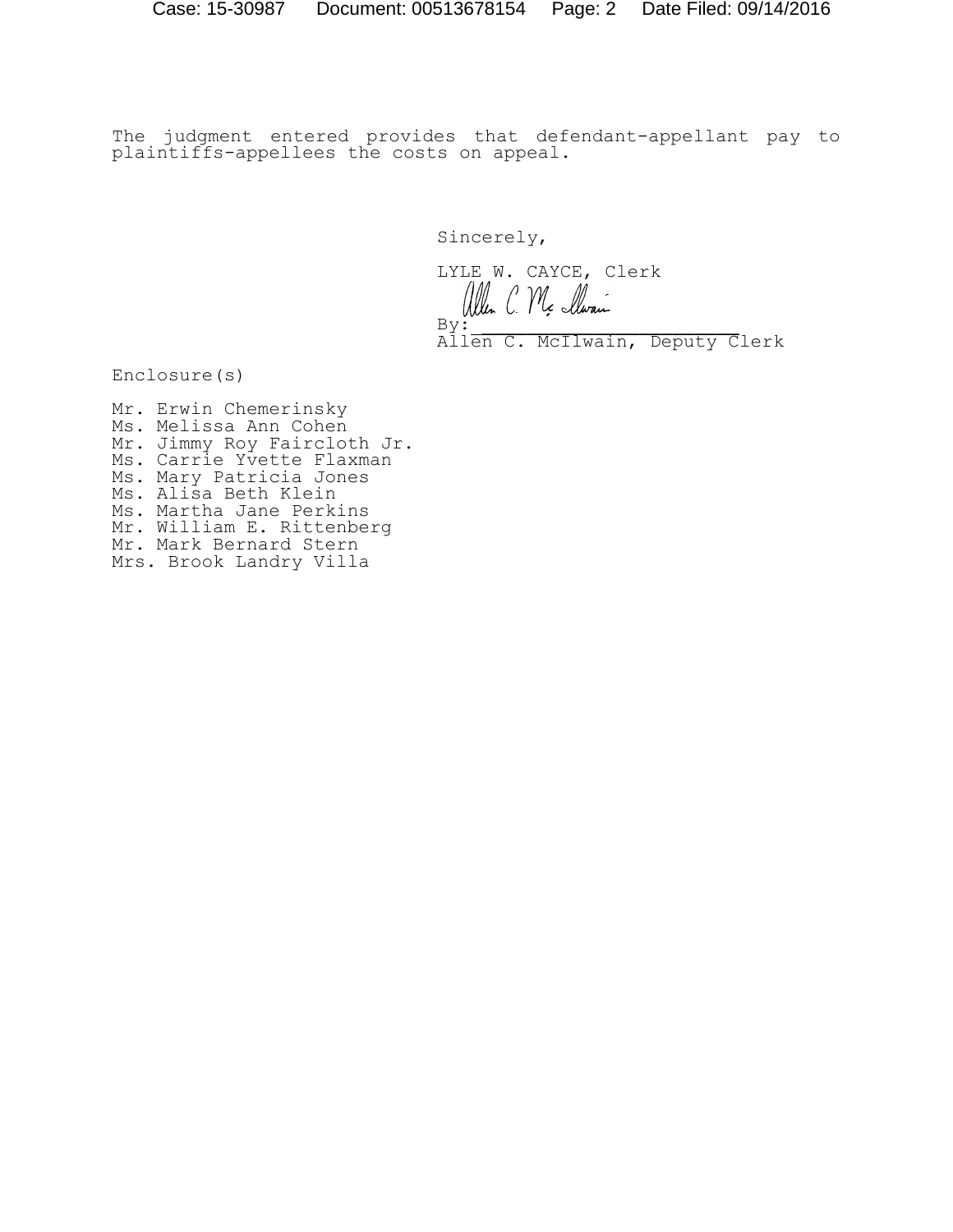The judgment entered provides that defendant-appellant pay to plaintiffs-appellees the costs on appeal.

Sincerely,

LYLE W. CAYCE, Clerk

By: Allen C. McIlwain, Deputy Clerk

Enclosure(s)

Mr. Erwin Chemerinsky
Ms. Melissa Ann Cohen
Mr. Jimmy Roy Faircloth Jr.
Ms. Carrie Yvette Flaxman
Ms. Mary Patricia Jones
Ms. Alisa Beth Klein
Ms. Martha Jane Perkins
Mr. William E. Rittenberg
Mr. Mark Bernard Stern
Mrs. Brook Landry Villa